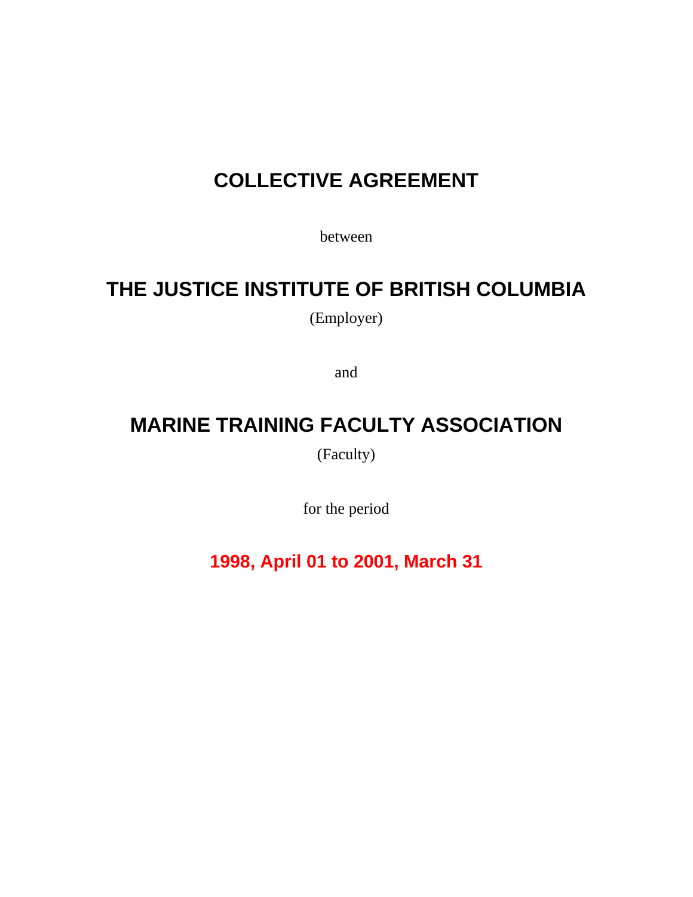# COLLECTIVE AGREEMENT

between

# THE JUSTICE INSTITUTE OF BRITISH COLUMBIA

(Employer)

and

# MARINE TRAINING FACULTY ASSOCIATION

(Faculty)

for the period

**1998, April 01 to 2001, March 31**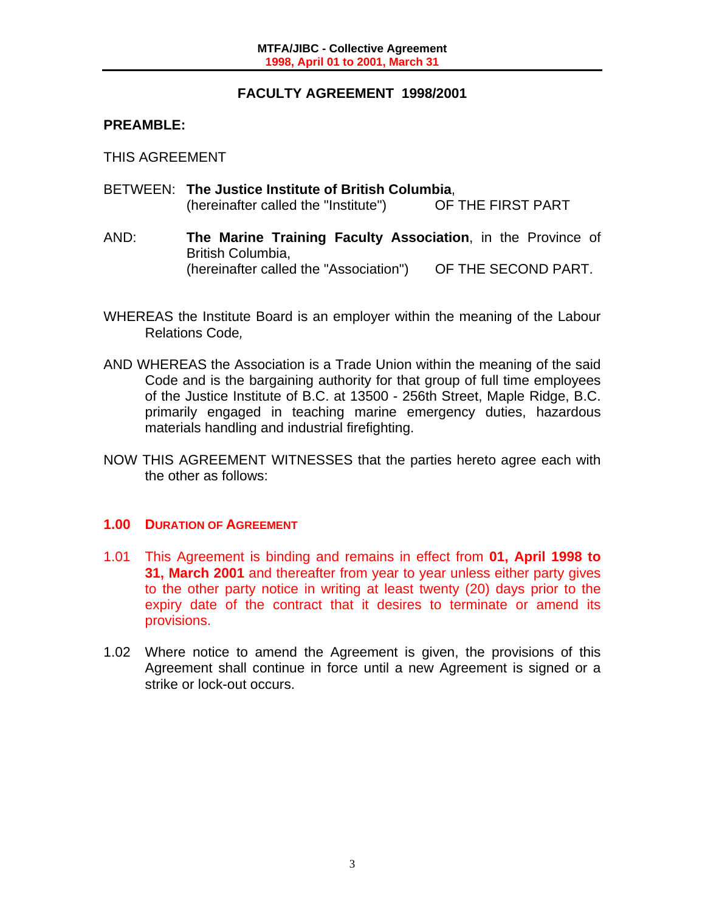# FACULTY AGREEMENT 1998/2001

## PREAMBLE:

THIS AGREEMENT

BETWEEN: **The Justice Institute of British Columbia**,
(hereinafter called the "Institute") OF THE FIRST PART

AND: **The Marine Training Faculty Association**, in the Province of British Columbia,
(hereinafter called the "Association") OF THE SECOND PART.

WHEREAS the Institute Board is an employer within the meaning of the Labour Relations Code*,*

AND WHEREAS the Association is a Trade Union within the meaning of the said Code and is the bargaining authority for that group of full time employees of the Justice Institute of B.C. at 13500 - 256th Street, Maple Ridge, B.C. primarily engaged in teaching marine emergency duties, hazardous materials handling and industrial firefighting.

NOW THIS AGREEMENT WITNESSES that the parties hereto agree each with the other as follows:

## 1.00 DURATION OF AGREEMENT

1.01 This Agreement is binding and remains in effect from **01, April 1998 to 31, March 2001** and thereafter from year to year unless either party gives to the other party notice in writing at least twenty (20) days prior to the expiry date of the contract that it desires to terminate or amend its provisions.

1.02 Where notice to amend the Agreement is given, the provisions of this Agreement shall continue in force until a new Agreement is signed or a strike or lock-out occurs.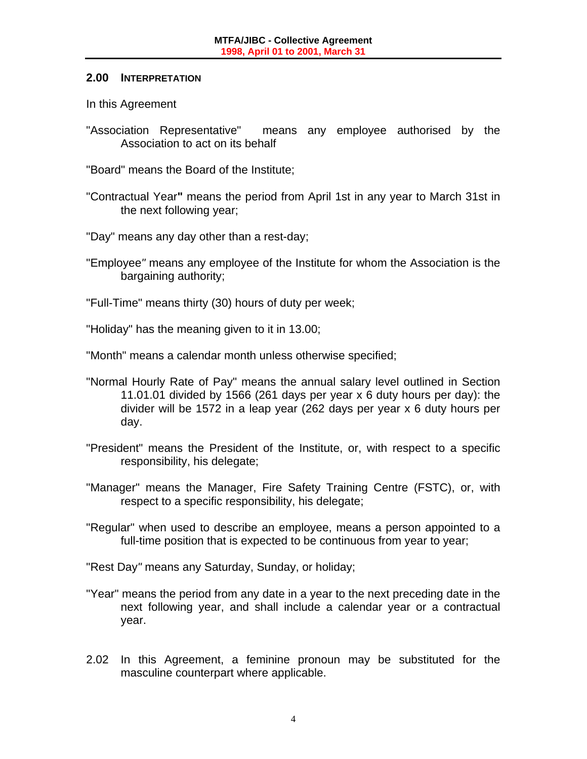## 2.00 INTERPRETATION

In this Agreement

"Association Representative" means any employee authorised by the Association to act on its behalf

"Board" means the Board of the Institute;

"Contractual Year" means the period from April 1st in any year to March 31st in the next following year;

"Day" means any day other than a rest-day;

"Employee" means any employee of the Institute for whom the Association is the bargaining authority;

"Full-Time" means thirty (30) hours of duty per week;

"Holiday" has the meaning given to it in 13.00;

"Month" means a calendar month unless otherwise specified;

"Normal Hourly Rate of Pay" means the annual salary level outlined in Section 11.01.01 divided by 1566 (261 days per year x 6 duty hours per day): the divider will be 1572 in a leap year (262 days per year x 6 duty hours per day.

"President" means the President of the Institute, or, with respect to a specific responsibility, his delegate;

"Manager" means the Manager, Fire Safety Training Centre (FSTC), or, with respect to a specific responsibility, his delegate;

"Regular" when used to describe an employee, means a person appointed to a full-time position that is expected to be continuous from year to year;

"Rest Day" means any Saturday, Sunday, or holiday;

"Year" means the period from any date in a year to the next preceding date in the next following year, and shall include a calendar year or a contractual year.

2.02 In this Agreement, a feminine pronoun may be substituted for the masculine counterpart where applicable.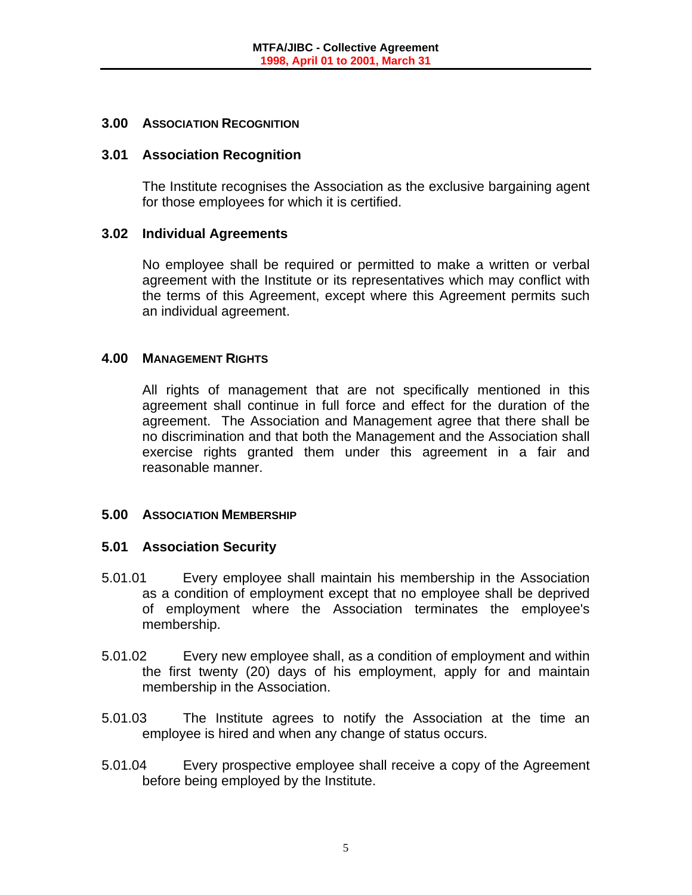## 3.00 ASSOCIATION RECOGNITION

### 3.01 Association Recognition

The Institute recognises the Association as the exclusive bargaining agent for those employees for which it is certified.

### 3.02 Individual Agreements

No employee shall be required or permitted to make a written or verbal agreement with the Institute or its representatives which may conflict with the terms of this Agreement, except where this Agreement permits such an individual agreement.

## 4.00 MANAGEMENT RIGHTS

All rights of management that are not specifically mentioned in this agreement shall continue in full force and effect for the duration of the agreement. The Association and Management agree that there shall be no discrimination and that both the Management and the Association shall exercise rights granted them under this agreement in a fair and reasonable manner.

## 5.00 ASSOCIATION MEMBERSHIP

### 5.01 Association Security

5.01.01 Every employee shall maintain his membership in the Association as a condition of employment except that no employee shall be deprived of employment where the Association terminates the employee's membership.

5.01.02 Every new employee shall, as a condition of employment and within the first twenty (20) days of his employment, apply for and maintain membership in the Association.

5.01.03 The Institute agrees to notify the Association at the time an employee is hired and when any change of status occurs.

5.01.04 Every prospective employee shall receive a copy of the Agreement before being employed by the Institute.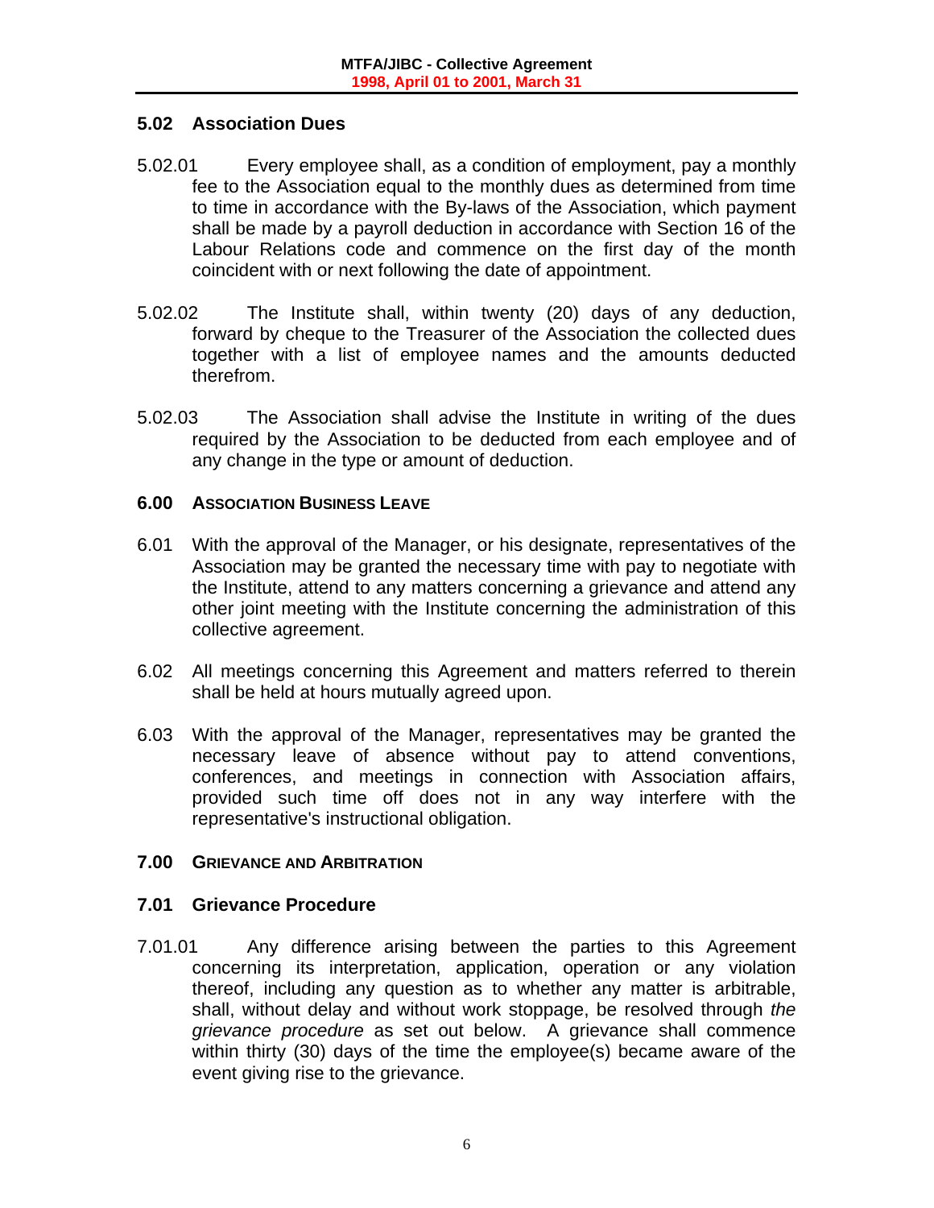### 5.02 Association Dues

5.02.01 Every employee shall, as a condition of employment, pay a monthly fee to the Association equal to the monthly dues as determined from time to time in accordance with the By-laws of the Association, which payment shall be made by a payroll deduction in accordance with Section 16 of the Labour Relations code and commence on the first day of the month coincident with or next following the date of appointment.

5.02.02 The Institute shall, within twenty (20) days of any deduction, forward by cheque to the Treasurer of the Association the collected dues together with a list of employee names and the amounts deducted therefrom.

5.02.03 The Association shall advise the Institute in writing of the dues required by the Association to be deducted from each employee and of any change in the type or amount of deduction.

## 6.00 ASSOCIATION BUSINESS LEAVE

6.01 With the approval of the Manager, or his designate, representatives of the Association may be granted the necessary time with pay to negotiate with the Institute, attend to any matters concerning a grievance and attend any other joint meeting with the Institute concerning the administration of this collective agreement.

6.02 All meetings concerning this Agreement and matters referred to therein shall be held at hours mutually agreed upon.

6.03 With the approval of the Manager, representatives may be granted the necessary leave of absence without pay to attend conventions, conferences, and meetings in connection with Association affairs, provided such time off does not in any way interfere with the representative's instructional obligation.

## 7.00 GRIEVANCE AND ARBITRATION

### 7.01 Grievance Procedure

7.01.01 Any difference arising between the parties to this Agreement concerning its interpretation, application, operation or any violation thereof, including any question as to whether any matter is arbitrable, shall, without delay and without work stoppage, be resolved through *the grievance procedure* as set out below. A grievance shall commence within thirty (30) days of the time the employee(s) became aware of the event giving rise to the grievance.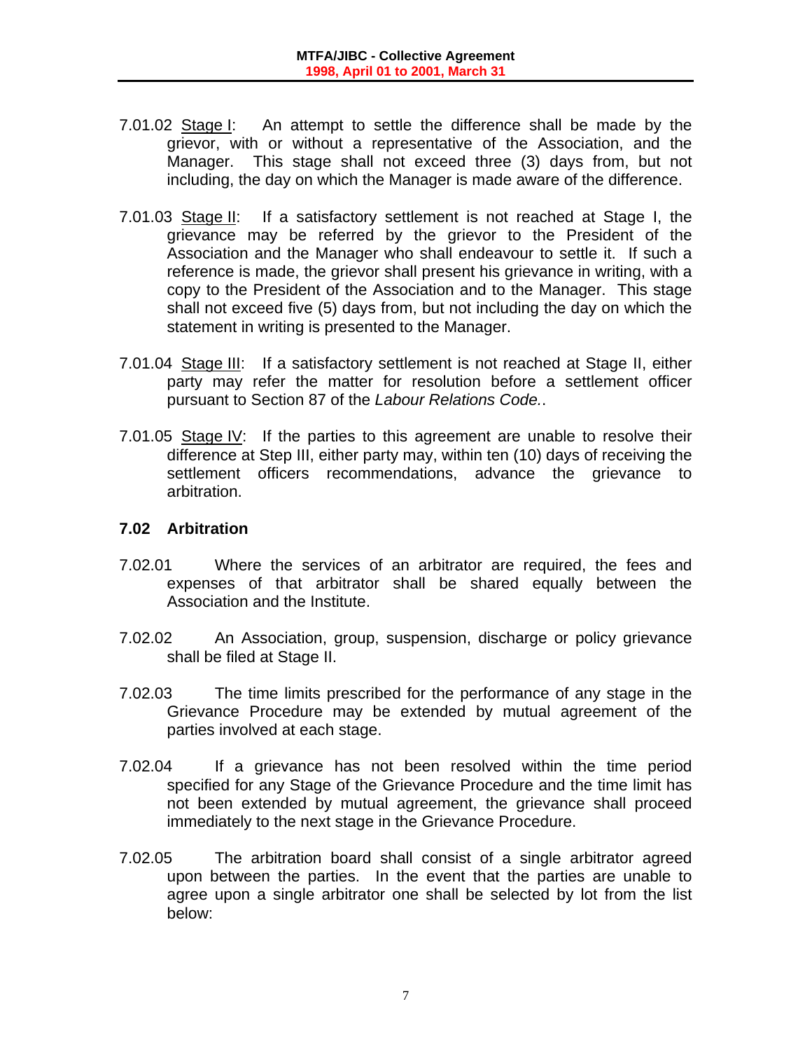7.01.02 Stage I: An attempt to settle the difference shall be made by the grievor, with or without a representative of the Association, and the Manager. This stage shall not exceed three (3) days from, but not including, the day on which the Manager is made aware of the difference.

7.01.03 Stage II: If a satisfactory settlement is not reached at Stage I, the grievance may be referred by the grievor to the President of the Association and the Manager who shall endeavour to settle it. If such a reference is made, the grievor shall present his grievance in writing, with a copy to the President of the Association and to the Manager. This stage shall not exceed five (5) days from, but not including the day on which the statement in writing is presented to the Manager.

7.01.04 Stage III: If a satisfactory settlement is not reached at Stage II, either party may refer the matter for resolution before a settlement officer pursuant to Section 87 of the *Labour Relations Code.*.

7.01.05 Stage IV: If the parties to this agreement are unable to resolve their difference at Step III, either party may, within ten (10) days of receiving the settlement officers recommendations, advance the grievance to arbitration.

### 7.02 Arbitration

7.02.01 Where the services of an arbitrator are required, the fees and expenses of that arbitrator shall be shared equally between the Association and the Institute.

7.02.02 An Association, group, suspension, discharge or policy grievance shall be filed at Stage II.

7.02.03 The time limits prescribed for the performance of any stage in the Grievance Procedure may be extended by mutual agreement of the parties involved at each stage.

7.02.04 If a grievance has not been resolved within the time period specified for any Stage of the Grievance Procedure and the time limit has not been extended by mutual agreement, the grievance shall proceed immediately to the next stage in the Grievance Procedure.

7.02.05 The arbitration board shall consist of a single arbitrator agreed upon between the parties. In the event that the parties are unable to agree upon a single arbitrator one shall be selected by lot from the list below: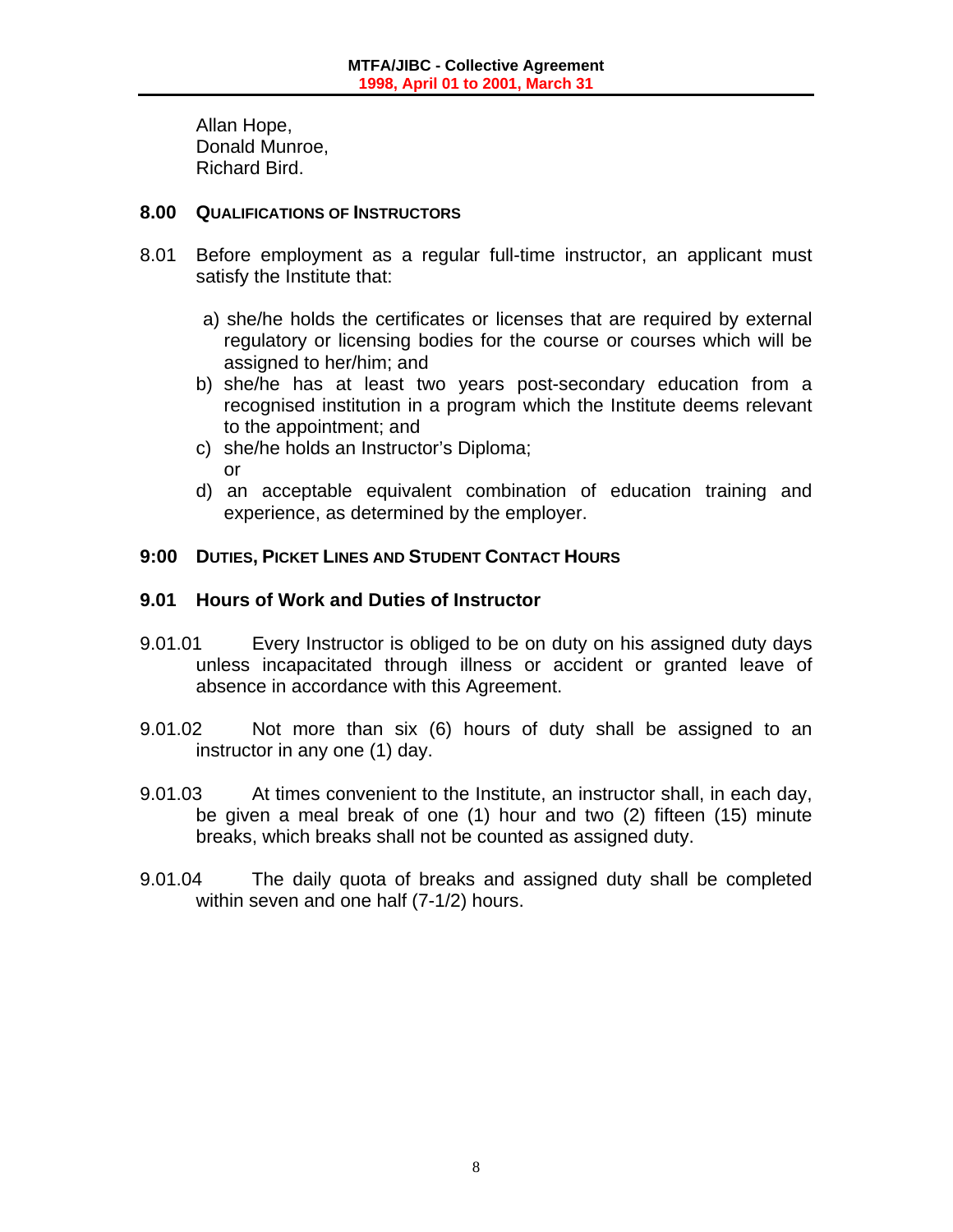Allan Hope,
Donald Munroe,
Richard Bird.

## 8.00 QUALIFICATIONS OF INSTRUCTORS

8.01 Before employment as a regular full-time instructor, an applicant must satisfy the Institute that:

a) she/he holds the certificates or licenses that are required by external regulatory or licensing bodies for the course or courses which will be assigned to her/him; and
b) she/he has at least two years post-secondary education from a recognised institution in a program which the Institute deems relevant to the appointment; and
c) she/he holds an Instructor's Diploma;
or
d) an acceptable equivalent combination of education training and experience, as determined by the employer.

## 9:00 DUTIES, PICKET LINES AND STUDENT CONTACT HOURS

### 9.01 Hours of Work and Duties of Instructor

9.01.01 Every Instructor is obliged to be on duty on his assigned duty days unless incapacitated through illness or accident or granted leave of absence in accordance with this Agreement.

9.01.02 Not more than six (6) hours of duty shall be assigned to an instructor in any one (1) day.

9.01.03 At times convenient to the Institute, an instructor shall, in each day, be given a meal break of one (1) hour and two (2) fifteen (15) minute breaks, which breaks shall not be counted as assigned duty.

9.01.04 The daily quota of breaks and assigned duty shall be completed within seven and one half (7-1/2) hours.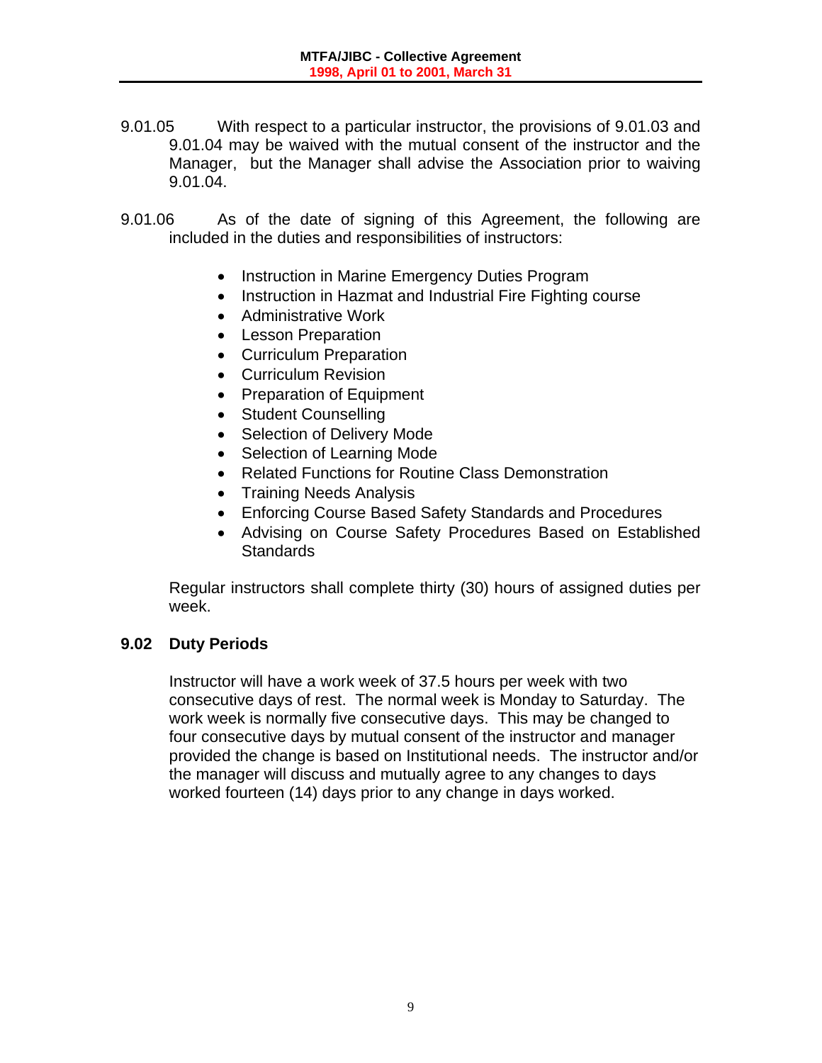9.01.05 With respect to a particular instructor, the provisions of 9.01.03 and 9.01.04 may be waived with the mutual consent of the instructor and the Manager, but the Manager shall advise the Association prior to waiving 9.01.04.

9.01.06 As of the date of signing of this Agreement, the following are included in the duties and responsibilities of instructors:

- Instruction in Marine Emergency Duties Program
- Instruction in Hazmat and Industrial Fire Fighting course
- Administrative Work
- Lesson Preparation
- Curriculum Preparation
- Curriculum Revision
- Preparation of Equipment
- Student Counselling
- Selection of Delivery Mode
- Selection of Learning Mode
- Related Functions for Routine Class Demonstration
- Training Needs Analysis
- Enforcing Course Based Safety Standards and Procedures
- Advising on Course Safety Procedures Based on Established Standards

Regular instructors shall complete thirty (30) hours of assigned duties per week.

### 9.02 Duty Periods

Instructor will have a work week of 37.5 hours per week with two consecutive days of rest. The normal week is Monday to Saturday. The work week is normally five consecutive days. This may be changed to four consecutive days by mutual consent of the instructor and manager provided the change is based on Institutional needs. The instructor and/or the manager will discuss and mutually agree to any changes to days worked fourteen (14) days prior to any change in days worked.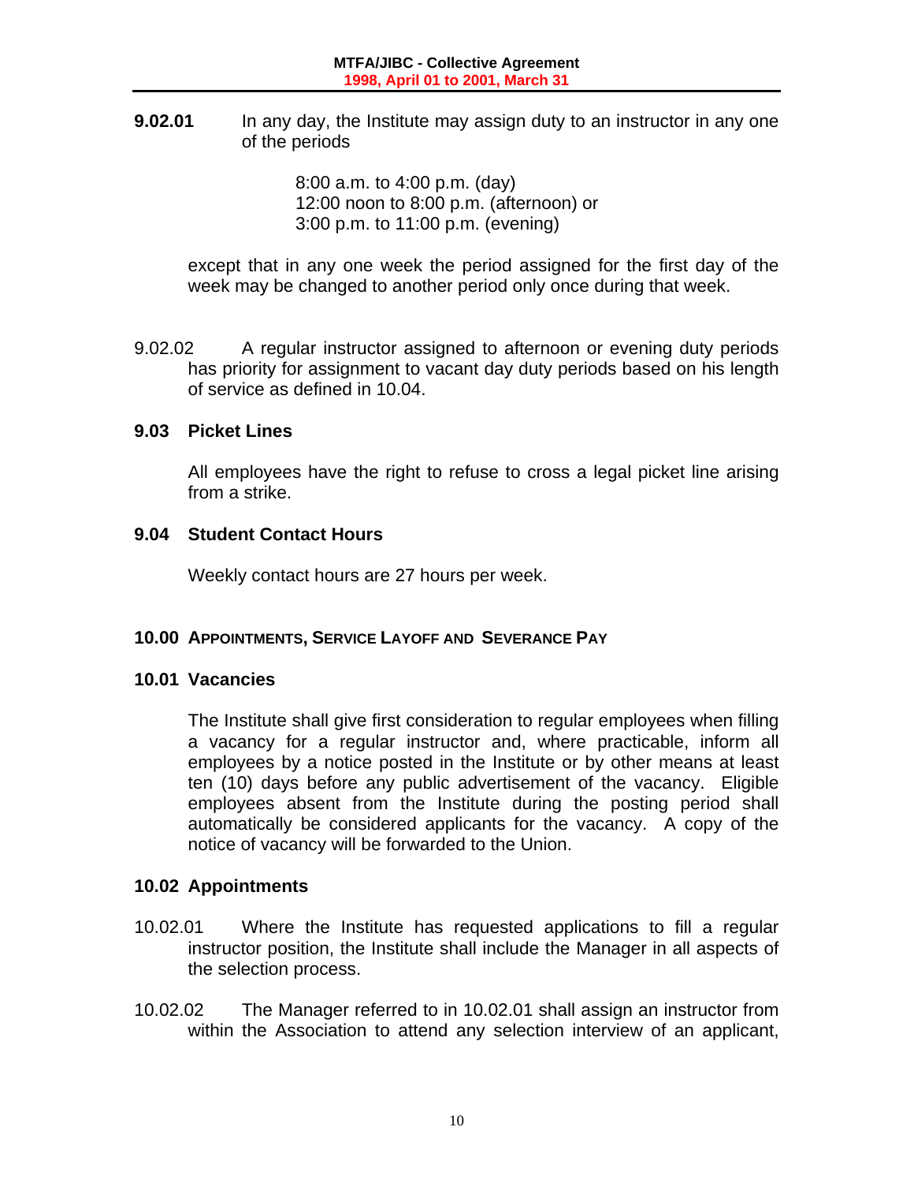**9.02.01** In any day, the Institute may assign duty to an instructor in any one of the periods

> 8:00 a.m. to 4:00 p.m. (day)
> 12:00 noon to 8:00 p.m. (afternoon) or
> 3:00 p.m. to 11:00 p.m. (evening)

except that in any one week the period assigned for the first day of the week may be changed to another period only once during that week.

9.02.02 A regular instructor assigned to afternoon or evening duty periods has priority for assignment to vacant day duty periods based on his length of service as defined in 10.04.

### 9.03 Picket Lines

All employees have the right to refuse to cross a legal picket line arising from a strike.

### 9.04 Student Contact Hours

Weekly contact hours are 27 hours per week.

## 10.00 APPOINTMENTS, SERVICE LAYOFF AND SEVERANCE PAY

### 10.01 Vacancies

The Institute shall give first consideration to regular employees when filling a vacancy for a regular instructor and, where practicable, inform all employees by a notice posted in the Institute or by other means at least ten (10) days before any public advertisement of the vacancy. Eligible employees absent from the Institute during the posting period shall automatically be considered applicants for the vacancy. A copy of the notice of vacancy will be forwarded to the Union.

### 10.02 Appointments

10.02.01 Where the Institute has requested applications to fill a regular instructor position, the Institute shall include the Manager in all aspects of the selection process.

10.02.02 The Manager referred to in 10.02.01 shall assign an instructor from within the Association to attend any selection interview of an applicant,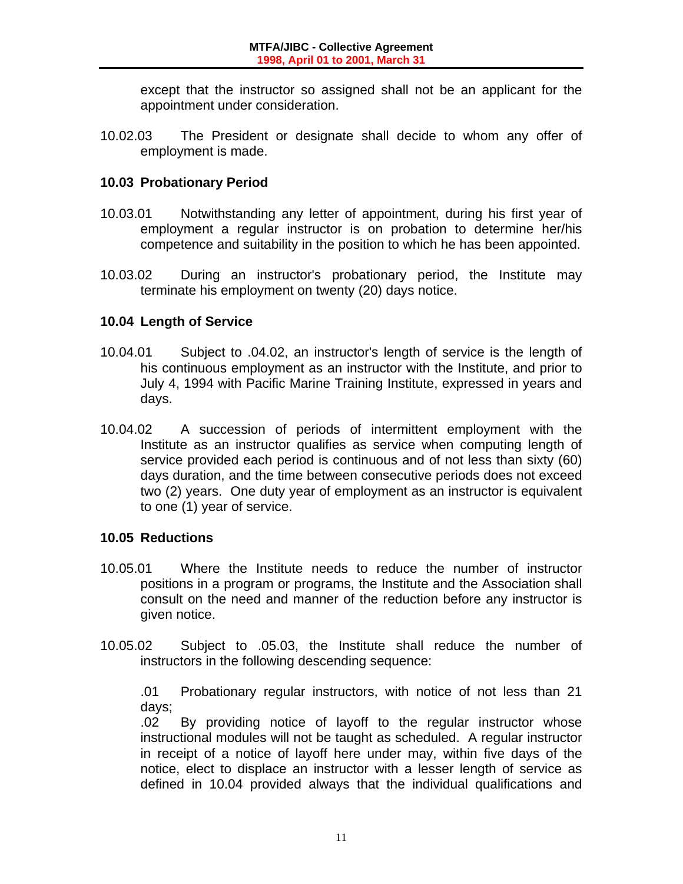except that the instructor so assigned shall not be an applicant for the appointment under consideration.

10.02.03 The President or designate shall decide to whom any offer of employment is made.

## 10.03 Probationary Period

10.03.01 Notwithstanding any letter of appointment, during his first year of employment a regular instructor is on probation to determine her/his competence and suitability in the position to which he has been appointed.

10.03.02 During an instructor's probationary period, the Institute may terminate his employment on twenty (20) days notice.

## 10.04 Length of Service

10.04.01 Subject to .04.02, an instructor's length of service is the length of his continuous employment as an instructor with the Institute, and prior to July 4, 1994 with Pacific Marine Training Institute, expressed in years and days.

10.04.02 A succession of periods of intermittent employment with the Institute as an instructor qualifies as service when computing length of service provided each period is continuous and of not less than sixty (60) days duration, and the time between consecutive periods does not exceed two (2) years. One duty year of employment as an instructor is equivalent to one (1) year of service.

## 10.05 Reductions

10.05.01 Where the Institute needs to reduce the number of instructor positions in a program or programs, the Institute and the Association shall consult on the need and manner of the reduction before any instructor is given notice.

10.05.02 Subject to .05.03, the Institute shall reduce the number of instructors in the following descending sequence:

.01 Probationary regular instructors, with notice of not less than 21 days;

.02 By providing notice of layoff to the regular instructor whose instructional modules will not be taught as scheduled. A regular instructor in receipt of a notice of layoff here under may, within five days of the notice, elect to displace an instructor with a lesser length of service as defined in 10.04 provided always that the individual qualifications and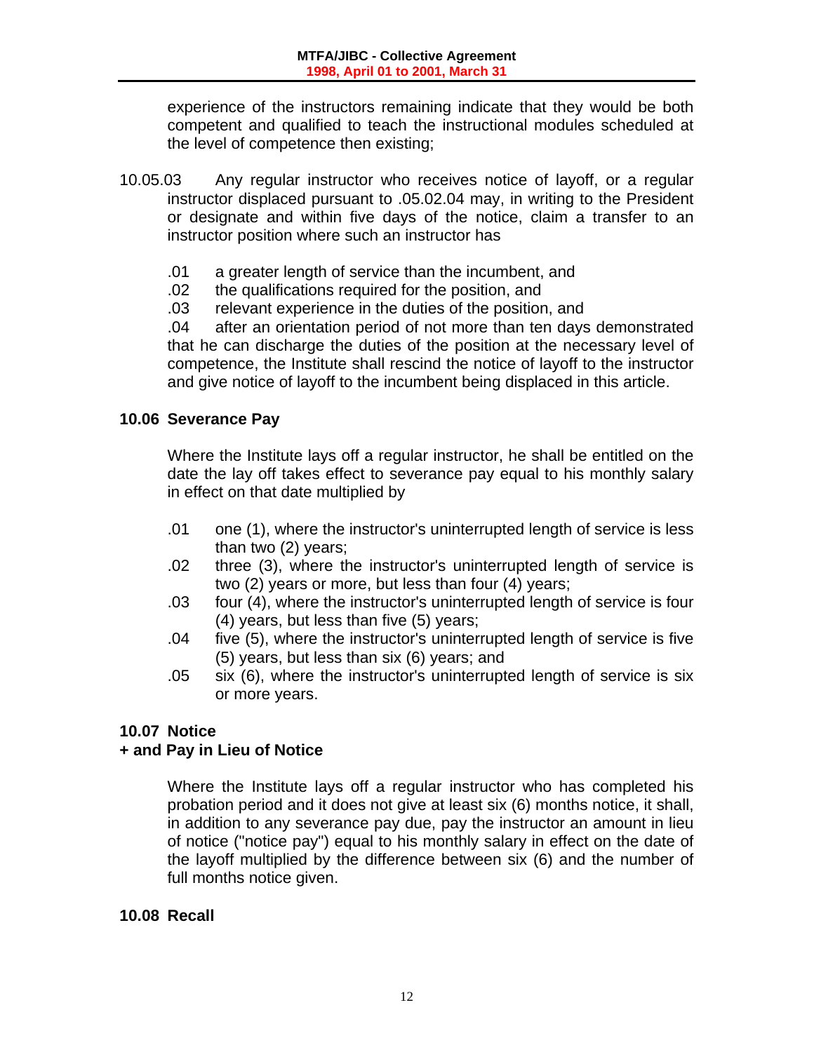experience of the instructors remaining indicate that they would be both competent and qualified to teach the instructional modules scheduled at the level of competence then existing;

10.05.03 Any regular instructor who receives notice of layoff, or a regular instructor displaced pursuant to .05.02.04 may, in writing to the President or designate and within five days of the notice, claim a transfer to an instructor position where such an instructor has

.01 a greater length of service than the incumbent, and
.02 the qualifications required for the position, and
.03 relevant experience in the duties of the position, and
.04 after an orientation period of not more than ten days demonstrated that he can discharge the duties of the position at the necessary level of competence, the Institute shall rescind the notice of layoff to the instructor and give notice of layoff to the incumbent being displaced in this article.

## 10.06 Severance Pay

Where the Institute lays off a regular instructor, he shall be entitled on the date the lay off takes effect to severance pay equal to his monthly salary in effect on that date multiplied by

.01 one (1), where the instructor's uninterrupted length of service is less than two (2) years;
.02 three (3), where the instructor's uninterrupted length of service is two (2) years or more, but less than four (4) years;
.03 four (4), where the instructor's uninterrupted length of service is four (4) years, but less than five (5) years;
.04 five (5), where the instructor's uninterrupted length of service is five (5) years, but less than six (6) years; and
.05 six (6), where the instructor's uninterrupted length of service is six or more years.

## 10.07 Notice
## + and Pay in Lieu of Notice

Where the Institute lays off a regular instructor who has completed his probation period and it does not give at least six (6) months notice, it shall, in addition to any severance pay due, pay the instructor an amount in lieu of notice ("notice pay") equal to his monthly salary in effect on the date of the layoff multiplied by the difference between six (6) and the number of full months notice given.

## 10.08 Recall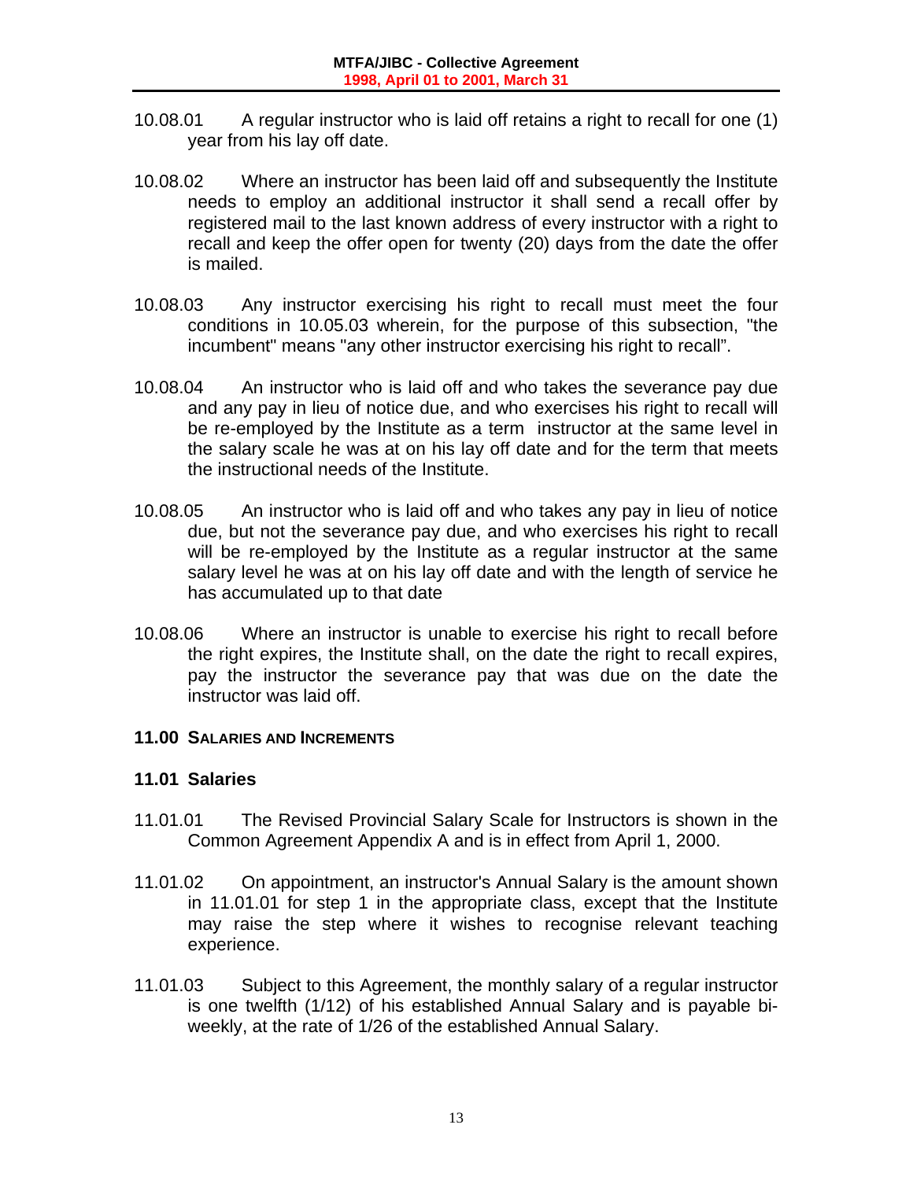10.08.01 A regular instructor who is laid off retains a right to recall for one (1) year from his lay off date.

10.08.02 Where an instructor has been laid off and subsequently the Institute needs to employ an additional instructor it shall send a recall offer by registered mail to the last known address of every instructor with a right to recall and keep the offer open for twenty (20) days from the date the offer is mailed.

10.08.03 Any instructor exercising his right to recall must meet the four conditions in 10.05.03 wherein, for the purpose of this subsection, "the incumbent" means "any other instructor exercising his right to recall".

10.08.04 An instructor who is laid off and who takes the severance pay due and any pay in lieu of notice due, and who exercises his right to recall will be re-employed by the Institute as a term instructor at the same level in the salary scale he was at on his lay off date and for the term that meets the instructional needs of the Institute.

10.08.05 An instructor who is laid off and who takes any pay in lieu of notice due, but not the severance pay due, and who exercises his right to recall will be re-employed by the Institute as a regular instructor at the same salary level he was at on his lay off date and with the length of service he has accumulated up to that date

10.08.06 Where an instructor is unable to exercise his right to recall before the right expires, the Institute shall, on the date the right to recall expires, pay the instructor the severance pay that was due on the date the instructor was laid off.

## 11.00 SALARIES AND INCREMENTS

### 11.01 Salaries

11.01.01 The Revised Provincial Salary Scale for Instructors is shown in the Common Agreement Appendix A and is in effect from April 1, 2000.

11.01.02 On appointment, an instructor's Annual Salary is the amount shown in 11.01.01 for step 1 in the appropriate class, except that the Institute may raise the step where it wishes to recognise relevant teaching experience.

11.01.03 Subject to this Agreement, the monthly salary of a regular instructor is one twelfth (1/12) of his established Annual Salary and is payable bi-weekly, at the rate of 1/26 of the established Annual Salary.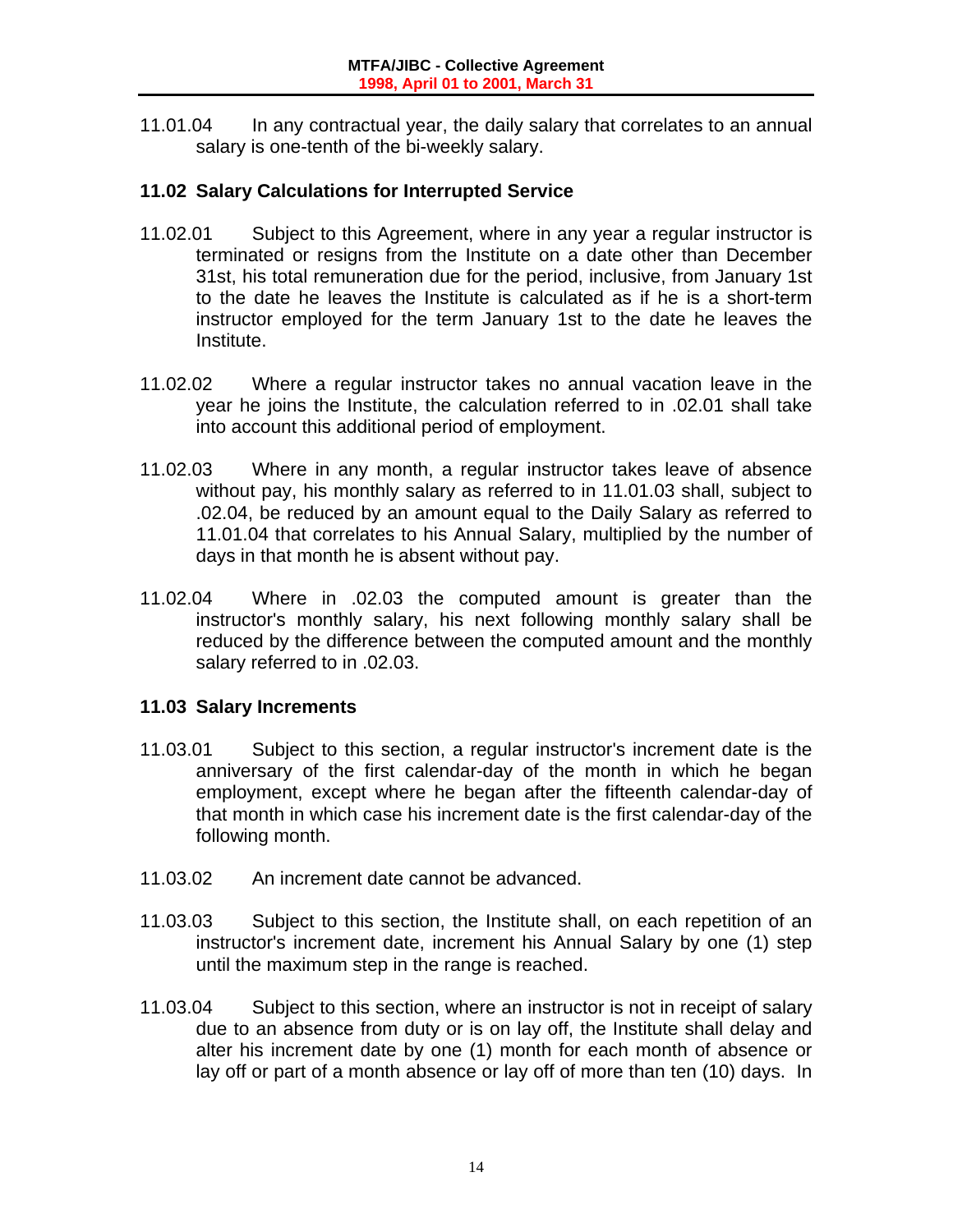11.01.04 In any contractual year, the daily salary that correlates to an annual salary is one-tenth of the bi-weekly salary.

### 11.02 Salary Calculations for Interrupted Service

11.02.01 Subject to this Agreement, where in any year a regular instructor is terminated or resigns from the Institute on a date other than December 31st, his total remuneration due for the period, inclusive, from January 1st to the date he leaves the Institute is calculated as if he is a short-term instructor employed for the term January 1st to the date he leaves the Institute.

11.02.02 Where a regular instructor takes no annual vacation leave in the year he joins the Institute, the calculation referred to in .02.01 shall take into account this additional period of employment.

11.02.03 Where in any month, a regular instructor takes leave of absence without pay, his monthly salary as referred to in 11.01.03 shall, subject to .02.04, be reduced by an amount equal to the Daily Salary as referred to 11.01.04 that correlates to his Annual Salary, multiplied by the number of days in that month he is absent without pay.

11.02.04 Where in .02.03 the computed amount is greater than the instructor's monthly salary, his next following monthly salary shall be reduced by the difference between the computed amount and the monthly salary referred to in .02.03.

### 11.03 Salary Increments

11.03.01 Subject to this section, a regular instructor's increment date is the anniversary of the first calendar-day of the month in which he began employment, except where he began after the fifteenth calendar-day of that month in which case his increment date is the first calendar-day of the following month.

11.03.02 An increment date cannot be advanced.

11.03.03 Subject to this section, the Institute shall, on each repetition of an instructor's increment date, increment his Annual Salary by one (1) step until the maximum step in the range is reached.

11.03.04 Subject to this section, where an instructor is not in receipt of salary due to an absence from duty or is on lay off, the Institute shall delay and alter his increment date by one (1) month for each month of absence or lay off or part of a month absence or lay off of more than ten (10) days. In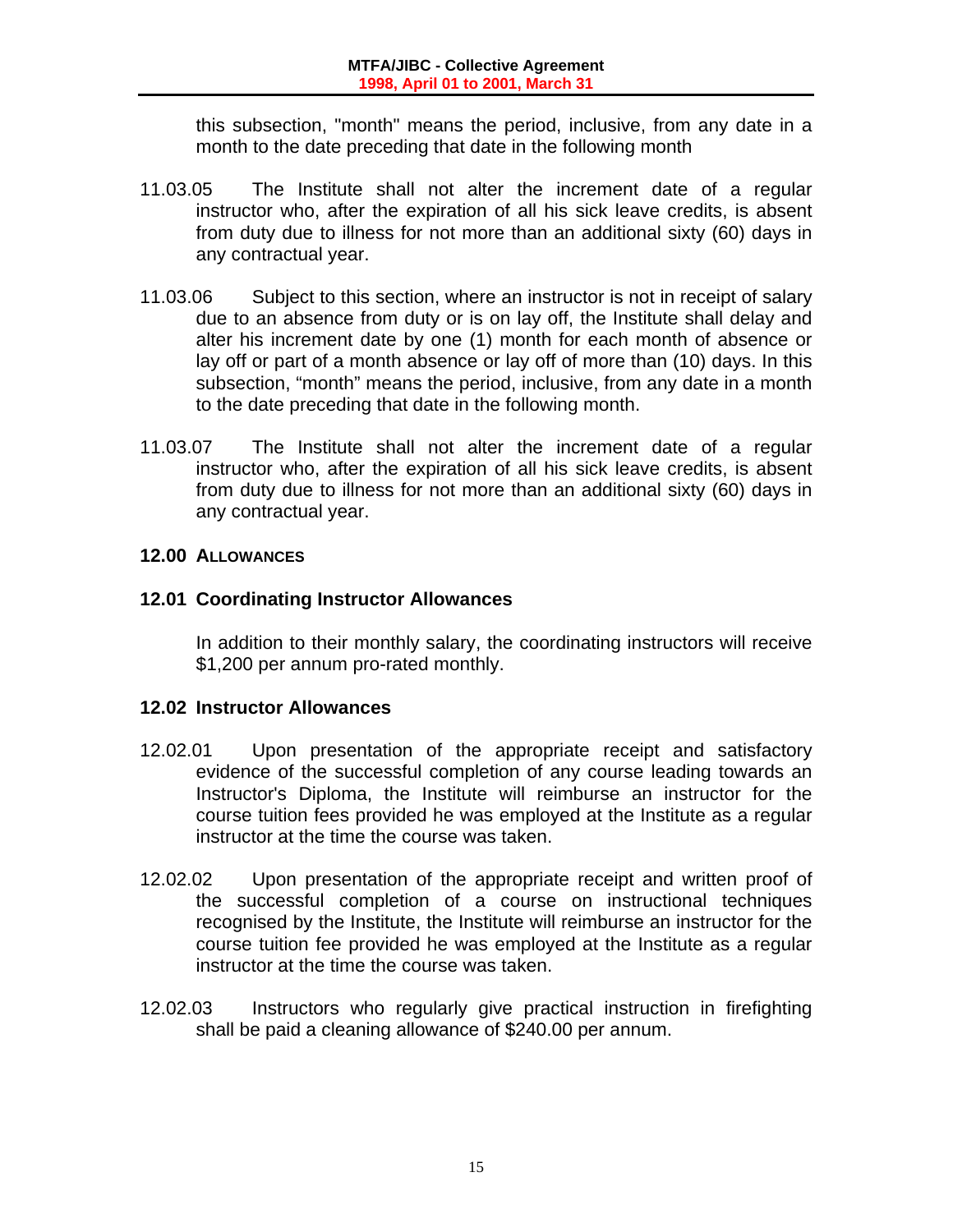this subsection, "month" means the period, inclusive, from any date in a month to the date preceding that date in the following month

11.03.05 The Institute shall not alter the increment date of a regular instructor who, after the expiration of all his sick leave credits, is absent from duty due to illness for not more than an additional sixty (60) days in any contractual year.

11.03.06 Subject to this section, where an instructor is not in receipt of salary due to an absence from duty or is on lay off, the Institute shall delay and alter his increment date by one (1) month for each month of absence or lay off or part of a month absence or lay off of more than (10) days. In this subsection, "month" means the period, inclusive, from any date in a month to the date preceding that date in the following month.

11.03.07 The Institute shall not alter the increment date of a regular instructor who, after the expiration of all his sick leave credits, is absent from duty due to illness for not more than an additional sixty (60) days in any contractual year.

## 12.00 ALLOWANCES

### 12.01 Coordinating Instructor Allowances

In addition to their monthly salary, the coordinating instructors will receive $1,200 per annum pro-rated monthly.

### 12.02 Instructor Allowances

12.02.01 Upon presentation of the appropriate receipt and satisfactory evidence of the successful completion of any course leading towards an Instructor's Diploma, the Institute will reimburse an instructor for the course tuition fees provided he was employed at the Institute as a regular instructor at the time the course was taken.

12.02.02 Upon presentation of the appropriate receipt and written proof of the successful completion of a course on instructional techniques recognised by the Institute, the Institute will reimburse an instructor for the course tuition fee provided he was employed at the Institute as a regular instructor at the time the course was taken.

12.02.03 Instructors who regularly give practical instruction in firefighting shall be paid a cleaning allowance of $240.00 per annum.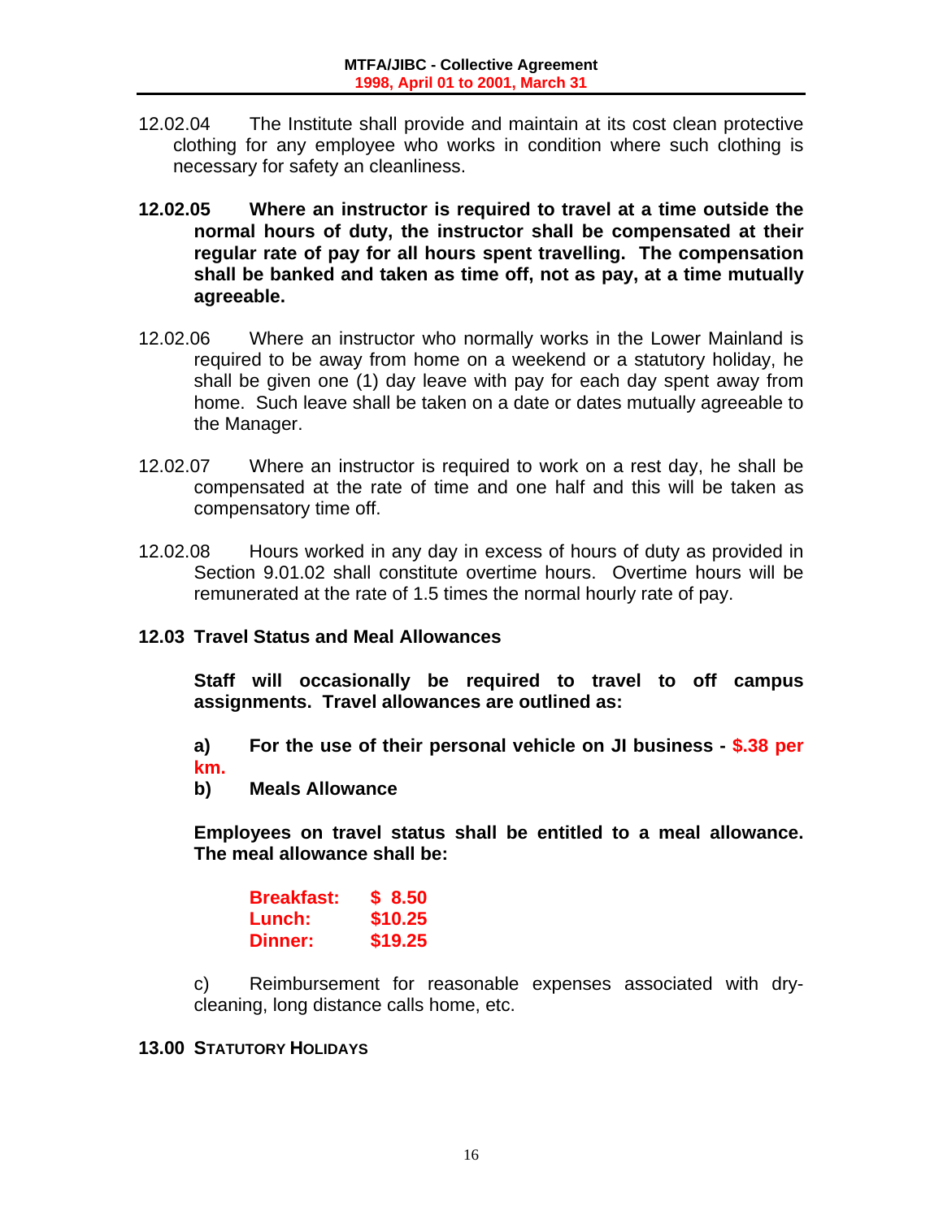12.02.04 The Institute shall provide and maintain at its cost clean protective clothing for any employee who works in condition where such clothing is necessary for safety an cleanliness.

**12.02.05 Where an instructor is required to travel at a time outside the normal hours of duty, the instructor shall be compensated at their regular rate of pay for all hours spent travelling. The compensation shall be banked and taken as time off, not as pay, at a time mutually agreeable.**

12.02.06 Where an instructor who normally works in the Lower Mainland is required to be away from home on a weekend or a statutory holiday, he shall be given one (1) day leave with pay for each day spent away from home. Such leave shall be taken on a date or dates mutually agreeable to the Manager.

12.02.07 Where an instructor is required to work on a rest day, he shall be compensated at the rate of time and one half and this will be taken as compensatory time off.

12.02.08 Hours worked in any day in excess of hours of duty as provided in Section 9.01.02 shall constitute overtime hours. Overtime hours will be remunerated at the rate of 1.5 times the normal hourly rate of pay.

### 12.03 Travel Status and Meal Allowances

**Staff will occasionally be required to travel to off campus assignments. Travel allowances are outlined as:**

**a) For the use of their personal vehicle on JI business - $.38 per km.**

**b) Meals Allowance**

**Employees on travel status shall be entitled to a meal allowance. The meal allowance shall be:**

| | |
|---|---|
| **Breakfast:** | **$ 8.50** |
| **Lunch:** | **$10.25** |
| **Dinner:** | **$19.25** |

c) Reimbursement for reasonable expenses associated with dry-cleaning, long distance calls home, etc.

## 13.00 STATUTORY HOLIDAYS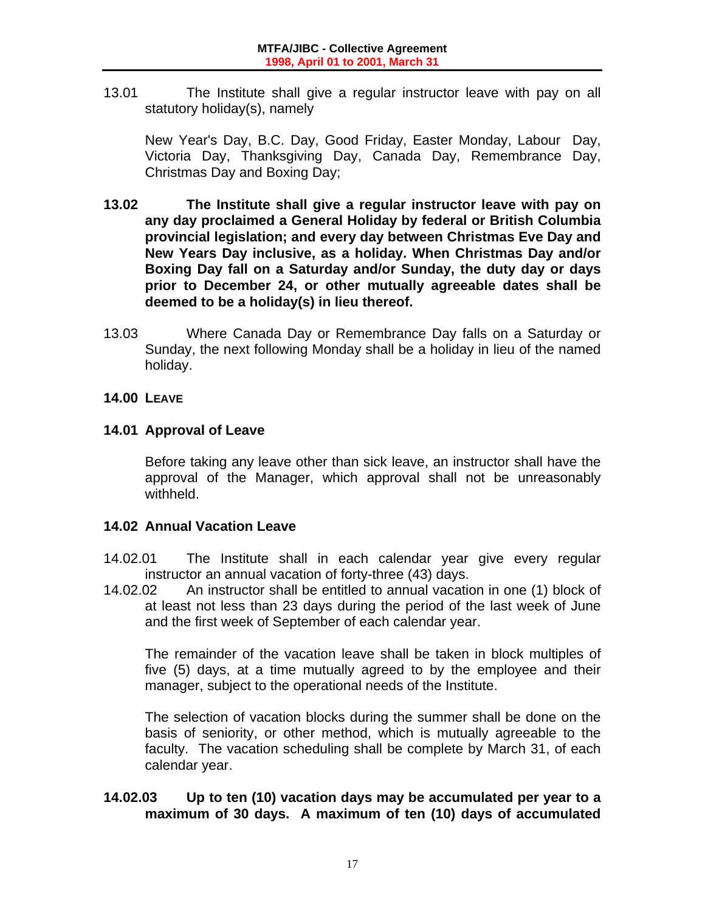13.01 The Institute shall give a regular instructor leave with pay on all statutory holiday(s), namely

New Year's Day, B.C. Day, Good Friday, Easter Monday, Labour Day, Victoria Day, Thanksgiving Day, Canada Day, Remembrance Day, Christmas Day and Boxing Day;

**13.02 The Institute shall give a regular instructor leave with pay on any day proclaimed a General Holiday by federal or British Columbia provincial legislation; and every day between Christmas Eve Day and New Years Day inclusive, as a holiday. When Christmas Day and/or Boxing Day fall on a Saturday and/or Sunday, the duty day or days prior to December 24, or other mutually agreeable dates shall be deemed to be a holiday(s) in lieu thereof.**

13.03 Where Canada Day or Remembrance Day falls on a Saturday or Sunday, the next following Monday shall be a holiday in lieu of the named holiday.

## 14.00 LEAVE

### 14.01 Approval of Leave

Before taking any leave other than sick leave, an instructor shall have the approval of the Manager, which approval shall not be unreasonably withheld.

### 14.02 Annual Vacation Leave

14.02.01 The Institute shall in each calendar year give every regular instructor an annual vacation of forty-three (43) days.

14.02.02 An instructor shall be entitled to annual vacation in one (1) block of at least not less than 23 days during the period of the last week of June and the first week of September of each calendar year.

The remainder of the vacation leave shall be taken in block multiples of five (5) days, at a time mutually agreed to by the employee and their manager, subject to the operational needs of the Institute.

The selection of vacation blocks during the summer shall be done on the basis of seniority, or other method, which is mutually agreeable to the faculty. The vacation scheduling shall be complete by March 31, of each calendar year.

**14.02.03 Up to ten (10) vacation days may be accumulated per year to a maximum of 30 days. A maximum of ten (10) days of accumulated**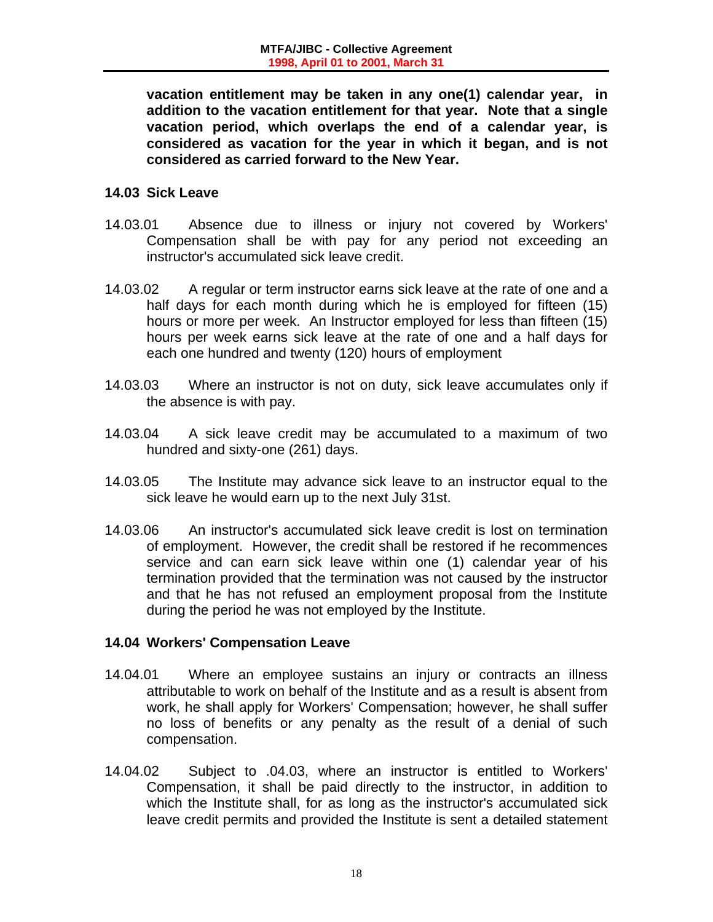**vacation entitlement may be taken in any one(1) calendar year, in addition to the vacation entitlement for that year. Note that a single vacation period, which overlaps the end of a calendar year, is considered as vacation for the year in which it began, and is not considered as carried forward to the New Year.**

### 14.03 Sick Leave

14.03.01 Absence due to illness or injury not covered by Workers' Compensation shall be with pay for any period not exceeding an instructor's accumulated sick leave credit.

14.03.02 A regular or term instructor earns sick leave at the rate of one and a half days for each month during which he is employed for fifteen (15) hours or more per week. An Instructor employed for less than fifteen (15) hours per week earns sick leave at the rate of one and a half days for each one hundred and twenty (120) hours of employment

14.03.03 Where an instructor is not on duty, sick leave accumulates only if the absence is with pay.

14.03.04 A sick leave credit may be accumulated to a maximum of two hundred and sixty-one (261) days.

14.03.05 The Institute may advance sick leave to an instructor equal to the sick leave he would earn up to the next July 31st.

14.03.06 An instructor's accumulated sick leave credit is lost on termination of employment. However, the credit shall be restored if he recommences service and can earn sick leave within one (1) calendar year of his termination provided that the termination was not caused by the instructor and that he has not refused an employment proposal from the Institute during the period he was not employed by the Institute.

### 14.04 Workers' Compensation Leave

14.04.01 Where an employee sustains an injury or contracts an illness attributable to work on behalf of the Institute and as a result is absent from work, he shall apply for Workers' Compensation; however, he shall suffer no loss of benefits or any penalty as the result of a denial of such compensation.

14.04.02 Subject to .04.03, where an instructor is entitled to Workers' Compensation, it shall be paid directly to the instructor, in addition to which the Institute shall, for as long as the instructor's accumulated sick leave credit permits and provided the Institute is sent a detailed statement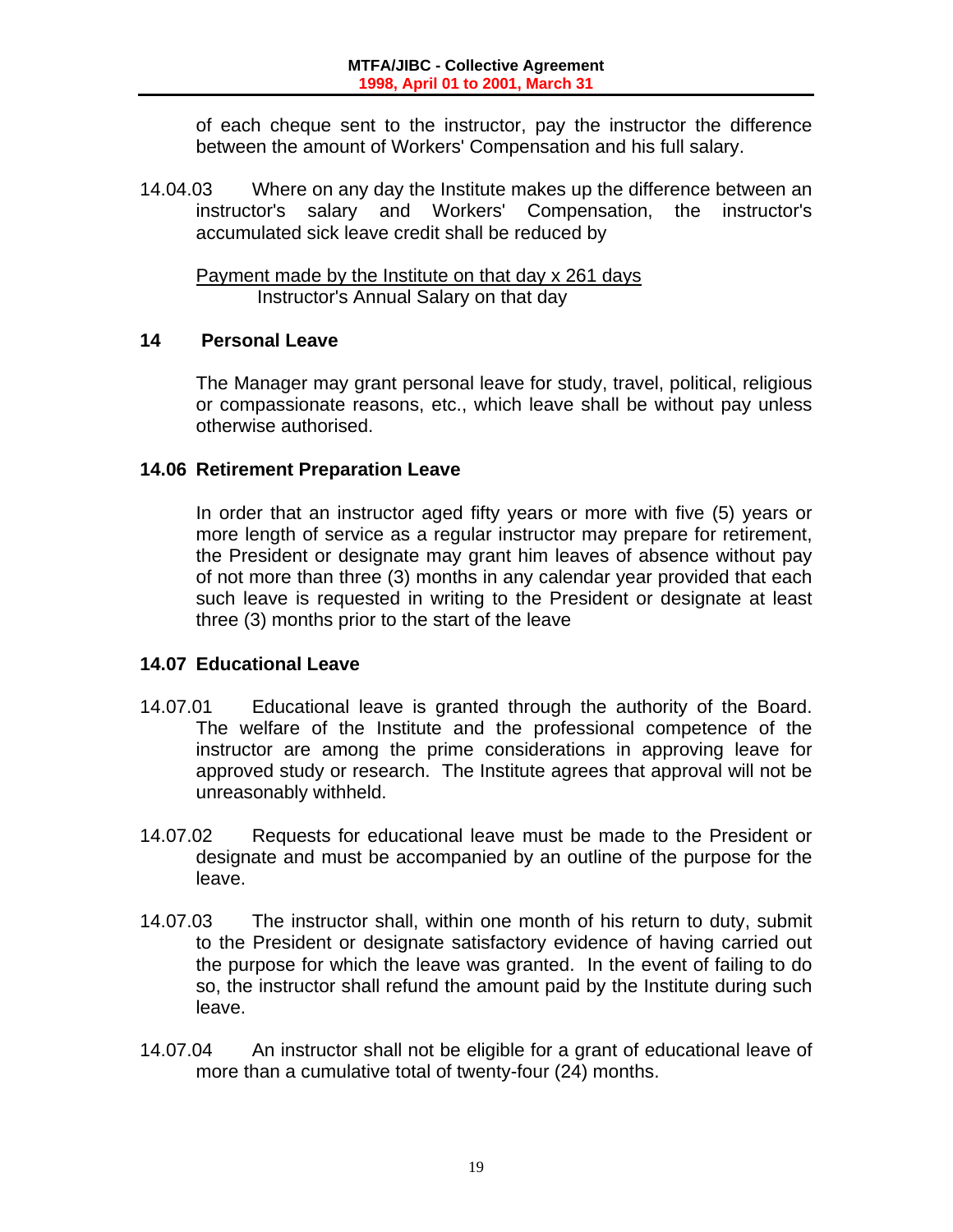of each cheque sent to the instructor, pay the instructor the difference between the amount of Workers' Compensation and his full salary.

14.04.03 Where on any day the Institute makes up the difference between an instructor's salary and Workers' Compensation, the instructor's accumulated sick leave credit shall be reduced by

$$\frac{\text{Payment made by the Institute on that day} \times 261 \text{ days}}{\text{Instructor's Annual Salary on that day}}$$

### 14 Personal Leave

The Manager may grant personal leave for study, travel, political, religious or compassionate reasons, etc., which leave shall be without pay unless otherwise authorised.

### 14.06 Retirement Preparation Leave

In order that an instructor aged fifty years or more with five (5) years or more length of service as a regular instructor may prepare for retirement, the President or designate may grant him leaves of absence without pay of not more than three (3) months in any calendar year provided that each such leave is requested in writing to the President or designate at least three (3) months prior to the start of the leave

### 14.07 Educational Leave

14.07.01 Educational leave is granted through the authority of the Board. The welfare of the Institute and the professional competence of the instructor are among the prime considerations in approving leave for approved study or research. The Institute agrees that approval will not be unreasonably withheld.

14.07.02 Requests for educational leave must be made to the President or designate and must be accompanied by an outline of the purpose for the leave.

14.07.03 The instructor shall, within one month of his return to duty, submit to the President or designate satisfactory evidence of having carried out the purpose for which the leave was granted. In the event of failing to do so, the instructor shall refund the amount paid by the Institute during such leave.

14.07.04 An instructor shall not be eligible for a grant of educational leave of more than a cumulative total of twenty-four (24) months.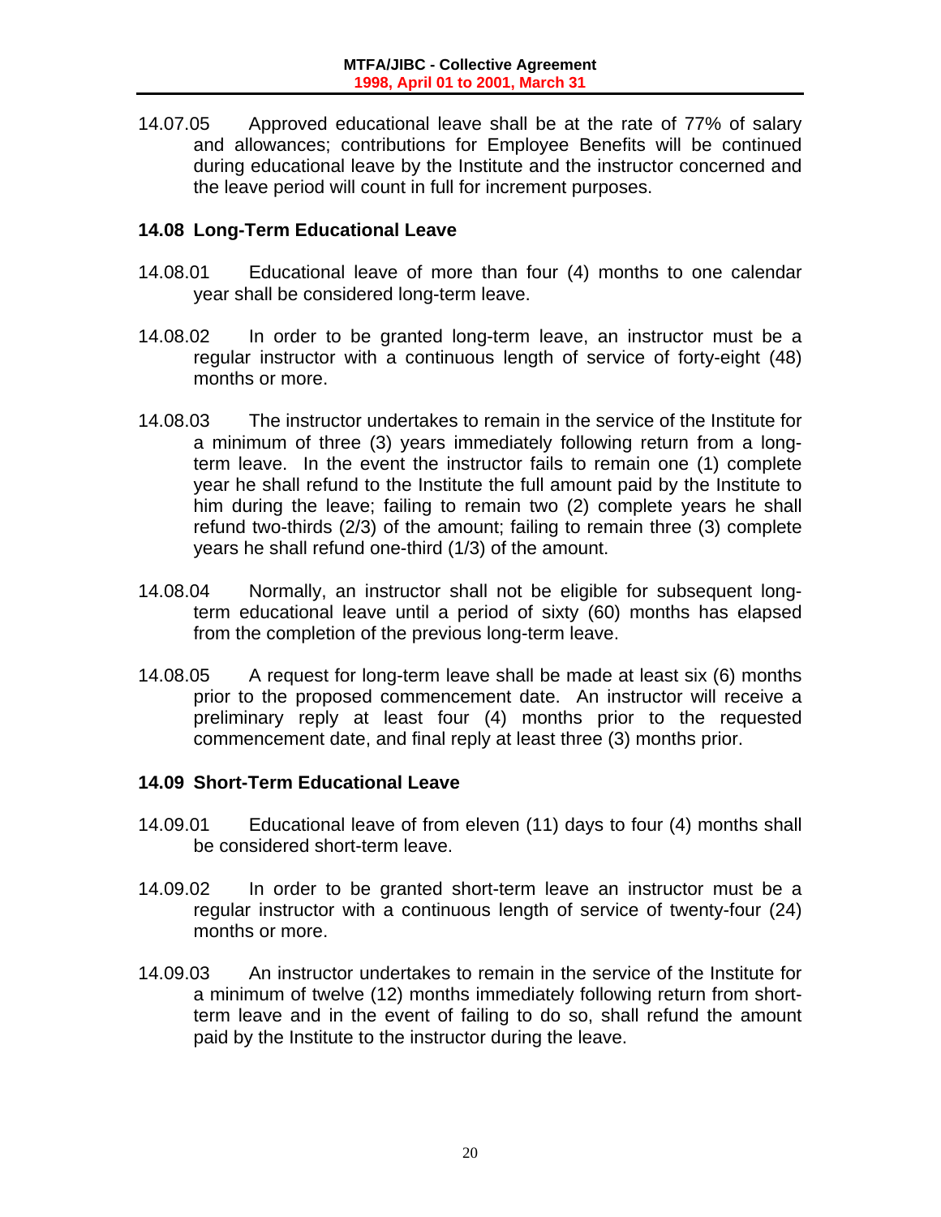14.07.05 Approved educational leave shall be at the rate of 77% of salary and allowances; contributions for Employee Benefits will be continued during educational leave by the Institute and the instructor concerned and the leave period will count in full for increment purposes.

### 14.08 Long-Term Educational Leave

14.08.01 Educational leave of more than four (4) months to one calendar year shall be considered long-term leave.

14.08.02 In order to be granted long-term leave, an instructor must be a regular instructor with a continuous length of service of forty-eight (48) months or more.

14.08.03 The instructor undertakes to remain in the service of the Institute for a minimum of three (3) years immediately following return from a long-term leave. In the event the instructor fails to remain one (1) complete year he shall refund to the Institute the full amount paid by the Institute to him during the leave; failing to remain two (2) complete years he shall refund two-thirds (2/3) of the amount; failing to remain three (3) complete years he shall refund one-third (1/3) of the amount.

14.08.04 Normally, an instructor shall not be eligible for subsequent long-term educational leave until a period of sixty (60) months has elapsed from the completion of the previous long-term leave.

14.08.05 A request for long-term leave shall be made at least six (6) months prior to the proposed commencement date. An instructor will receive a preliminary reply at least four (4) months prior to the requested commencement date, and final reply at least three (3) months prior.

### 14.09 Short-Term Educational Leave

14.09.01 Educational leave of from eleven (11) days to four (4) months shall be considered short-term leave.

14.09.02 In order to be granted short-term leave an instructor must be a regular instructor with a continuous length of service of twenty-four (24) months or more.

14.09.03 An instructor undertakes to remain in the service of the Institute for a minimum of twelve (12) months immediately following return from short-term leave and in the event of failing to do so, shall refund the amount paid by the Institute to the instructor during the leave.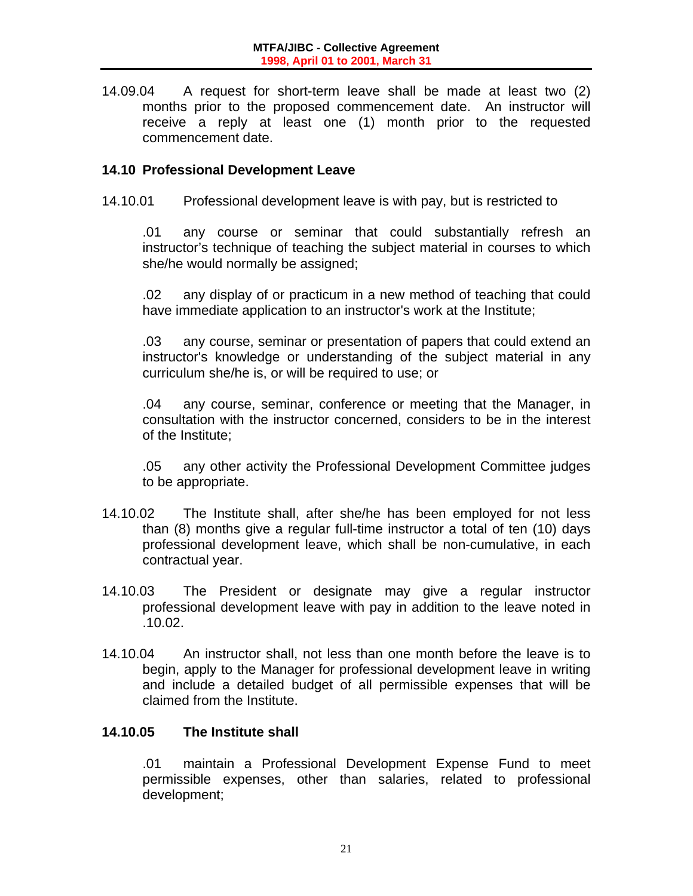14.09.04 A request for short-term leave shall be made at least two (2) months prior to the proposed commencement date. An instructor will receive a reply at least one (1) month prior to the requested commencement date.

### 14.10 Professional Development Leave

14.10.01 Professional development leave is with pay, but is restricted to

.01 any course or seminar that could substantially refresh an instructor's technique of teaching the subject material in courses to which she/he would normally be assigned;

.02 any display of or practicum in a new method of teaching that could have immediate application to an instructor's work at the Institute;

.03 any course, seminar or presentation of papers that could extend an instructor's knowledge or understanding of the subject material in any curriculum she/he is, or will be required to use; or

.04 any course, seminar, conference or meeting that the Manager, in consultation with the instructor concerned, considers to be in the interest of the Institute;

.05 any other activity the Professional Development Committee judges to be appropriate.

14.10.02 The Institute shall, after she/he has been employed for not less than (8) months give a regular full-time instructor a total of ten (10) days professional development leave, which shall be non-cumulative, in each contractual year.

14.10.03 The President or designate may give a regular instructor professional development leave with pay in addition to the leave noted in .10.02.

14.10.04 An instructor shall, not less than one month before the leave is to begin, apply to the Manager for professional development leave in writing and include a detailed budget of all permissible expenses that will be claimed from the Institute.

**14.10.05 The Institute shall**

.01 maintain a Professional Development Expense Fund to meet permissible expenses, other than salaries, related to professional development;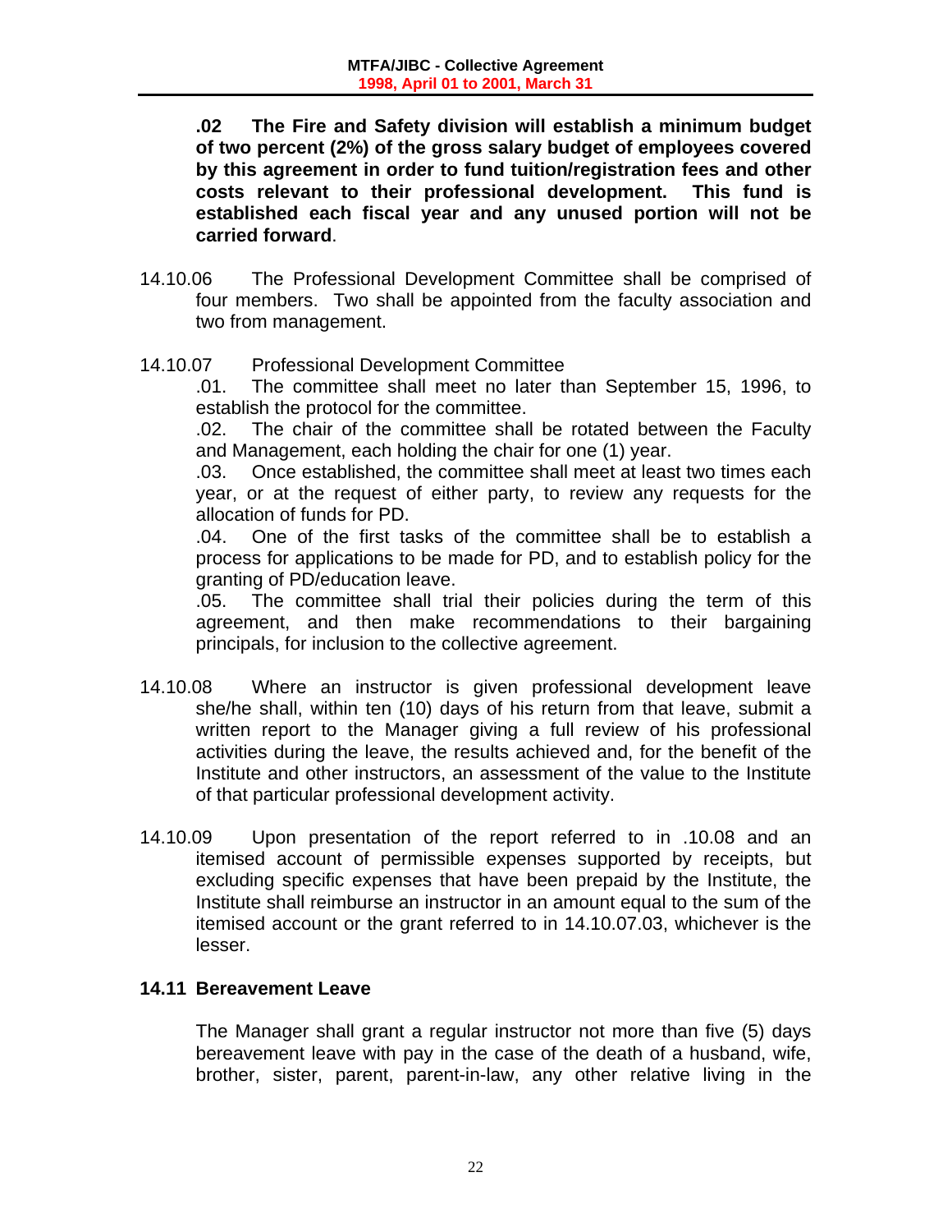**.02 The Fire and Safety division will establish a minimum budget of two percent (2%) of the gross salary budget of employees covered by this agreement in order to fund tuition/registration fees and other costs relevant to their professional development. This fund is established each fiscal year and any unused portion will not be carried forward**.

14.10.06 The Professional Development Committee shall be comprised of four members. Two shall be appointed from the faculty association and two from management.

14.10.07 Professional Development Committee

.01. The committee shall meet no later than September 15, 1996, to establish the protocol for the committee.

.02. The chair of the committee shall be rotated between the Faculty and Management, each holding the chair for one (1) year.

.03. Once established, the committee shall meet at least two times each year, or at the request of either party, to review any requests for the allocation of funds for PD.

.04. One of the first tasks of the committee shall be to establish a process for applications to be made for PD, and to establish policy for the granting of PD/education leave.

.05. The committee shall trial their policies during the term of this agreement, and then make recommendations to their bargaining principals, for inclusion to the collective agreement.

14.10.08 Where an instructor is given professional development leave she/he shall, within ten (10) days of his return from that leave, submit a written report to the Manager giving a full review of his professional activities during the leave, the results achieved and, for the benefit of the Institute and other instructors, an assessment of the value to the Institute of that particular professional development activity.

14.10.09 Upon presentation of the report referred to in .10.08 and an itemised account of permissible expenses supported by receipts, but excluding specific expenses that have been prepaid by the Institute, the Institute shall reimburse an instructor in an amount equal to the sum of the itemised account or the grant referred to in 14.10.07.03, whichever is the lesser.

## 14.11 Bereavement Leave

The Manager shall grant a regular instructor not more than five (5) days bereavement leave with pay in the case of the death of a husband, wife, brother, sister, parent, parent-in-law, any other relative living in the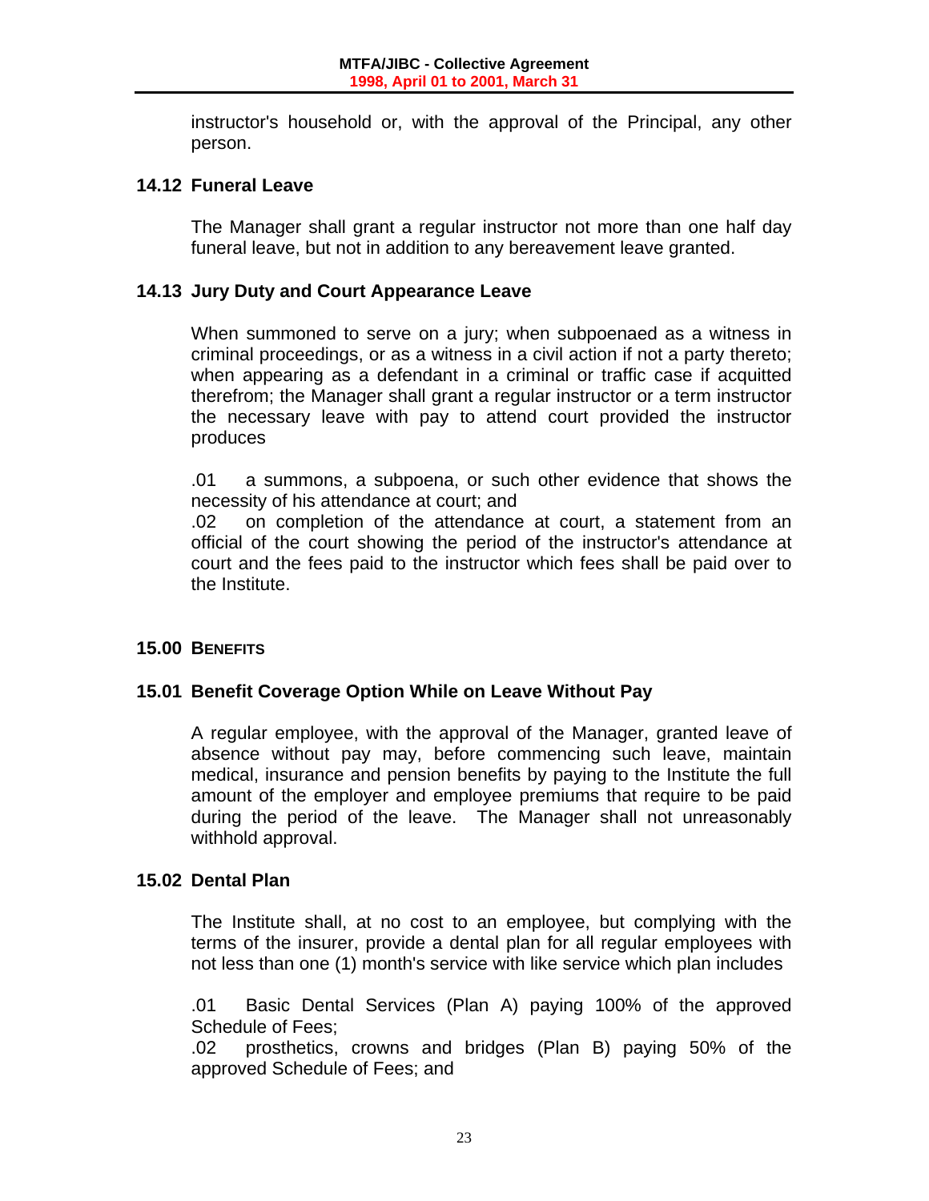instructor's household or, with the approval of the Principal, any other person.

### 14.12 Funeral Leave

The Manager shall grant a regular instructor not more than one half day funeral leave, but not in addition to any bereavement leave granted.

### 14.13 Jury Duty and Court Appearance Leave

When summoned to serve on a jury; when subpoenaed as a witness in criminal proceedings, or as a witness in a civil action if not a party thereto; when appearing as a defendant in a criminal or traffic case if acquitted therefrom; the Manager shall grant a regular instructor or a term instructor the necessary leave with pay to attend court provided the instructor produces

.01 a summons, a subpoena, or such other evidence that shows the necessity of his attendance at court; and
.02 on completion of the attendance at court, a statement from an official of the court showing the period of the instructor's attendance at court and the fees paid to the instructor which fees shall be paid over to the Institute.

## 15.00 BENEFITS

### 15.01 Benefit Coverage Option While on Leave Without Pay

A regular employee, with the approval of the Manager, granted leave of absence without pay may, before commencing such leave, maintain medical, insurance and pension benefits by paying to the Institute the full amount of the employer and employee premiums that require to be paid during the period of the leave. The Manager shall not unreasonably withhold approval.

### 15.02 Dental Plan

The Institute shall, at no cost to an employee, but complying with the terms of the insurer, provide a dental plan for all regular employees with not less than one (1) month's service with like service which plan includes

.01 Basic Dental Services (Plan A) paying 100% of the approved Schedule of Fees;
.02 prosthetics, crowns and bridges (Plan B) paying 50% of the approved Schedule of Fees; and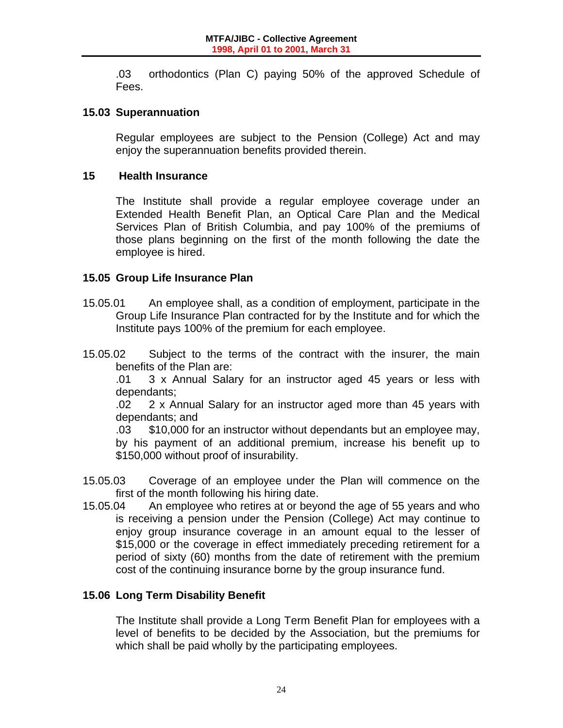.03 orthodontics (Plan C) paying 50% of the approved Schedule of Fees.

## 15.03 Superannuation

Regular employees are subject to the Pension (College) Act and may enjoy the superannuation benefits provided therein.

## 15 Health Insurance

The Institute shall provide a regular employee coverage under an Extended Health Benefit Plan, an Optical Care Plan and the Medical Services Plan of British Columbia, and pay 100% of the premiums of those plans beginning on the first of the month following the date the employee is hired.

## 15.05 Group Life Insurance Plan

15.05.01 An employee shall, as a condition of employment, participate in the Group Life Insurance Plan contracted for by the Institute and for which the Institute pays 100% of the premium for each employee.

15.05.02 Subject to the terms of the contract with the insurer, the main benefits of the Plan are:

.01 3 x Annual Salary for an instructor aged 45 years or less with dependants;

.02 2 x Annual Salary for an instructor aged more than 45 years with dependants; and

.03 $10,000 for an instructor without dependants but an employee may, by his payment of an additional premium, increase his benefit up to $150,000 without proof of insurability.

15.05.03 Coverage of an employee under the Plan will commence on the first of the month following his hiring date.

15.05.04 An employee who retires at or beyond the age of 55 years and who is receiving a pension under the Pension (College) Act may continue to enjoy group insurance coverage in an amount equal to the lesser of $15,000 or the coverage in effect immediately preceding retirement for a period of sixty (60) months from the date of retirement with the premium cost of the continuing insurance borne by the group insurance fund.

## 15.06 Long Term Disability Benefit

The Institute shall provide a Long Term Benefit Plan for employees with a level of benefits to be decided by the Association, but the premiums for which shall be paid wholly by the participating employees.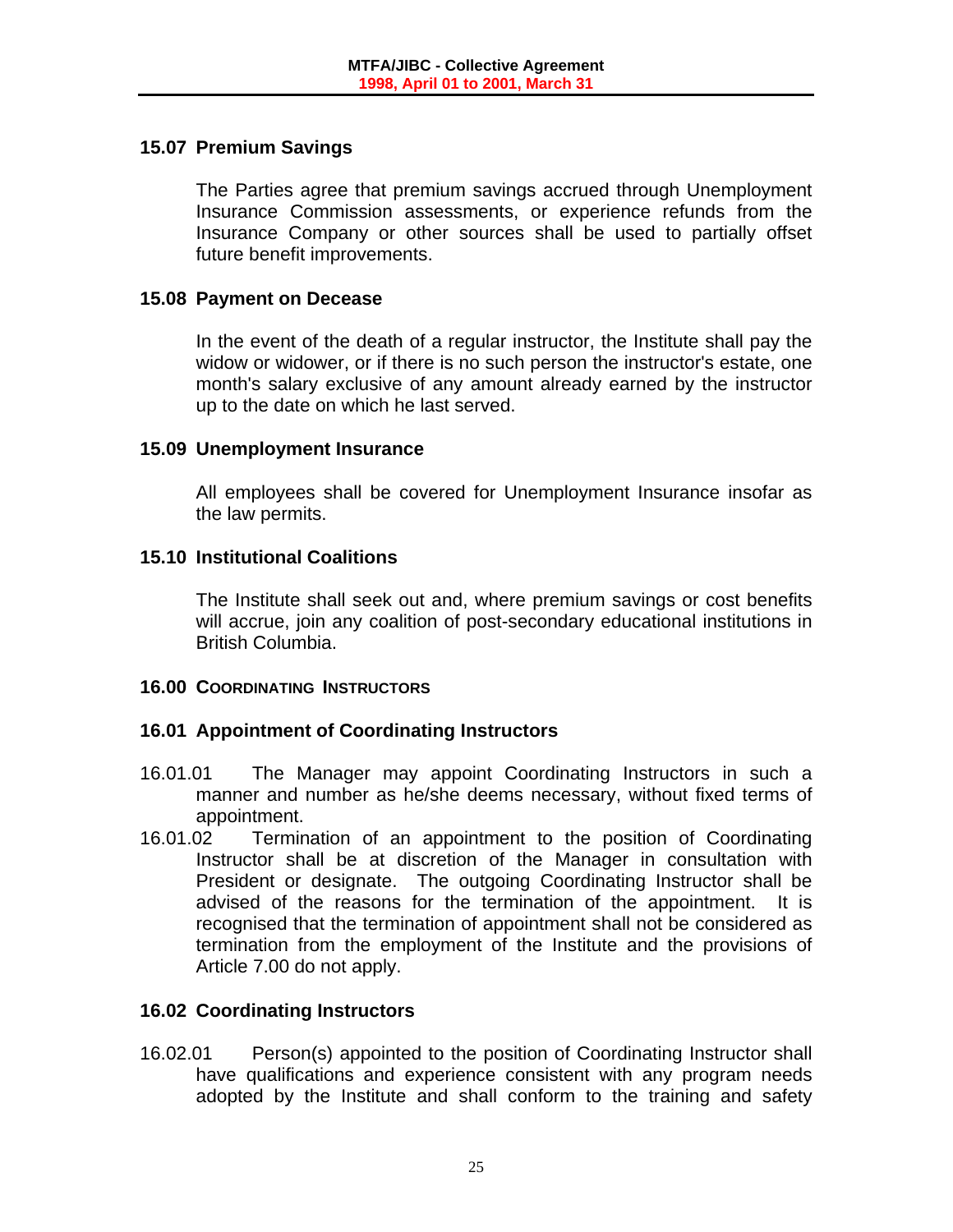### 15.07 Premium Savings

The Parties agree that premium savings accrued through Unemployment Insurance Commission assessments, or experience refunds from the Insurance Company or other sources shall be used to partially offset future benefit improvements.

### 15.08 Payment on Decease

In the event of the death of a regular instructor, the Institute shall pay the widow or widower, or if there is no such person the instructor's estate, one month's salary exclusive of any amount already earned by the instructor up to the date on which he last served.

### 15.09 Unemployment Insurance

All employees shall be covered for Unemployment Insurance insofar as the law permits.

### 15.10 Institutional Coalitions

The Institute shall seek out and, where premium savings or cost benefits will accrue, join any coalition of post-secondary educational institutions in British Columbia.

## 16.00 COORDINATING INSTRUCTORS

### 16.01 Appointment of Coordinating Instructors

16.01.01 The Manager may appoint Coordinating Instructors in such a manner and number as he/she deems necessary, without fixed terms of appointment.

16.01.02 Termination of an appointment to the position of Coordinating Instructor shall be at discretion of the Manager in consultation with President or designate. The outgoing Coordinating Instructor shall be advised of the reasons for the termination of the appointment. It is recognised that the termination of appointment shall not be considered as termination from the employment of the Institute and the provisions of Article 7.00 do not apply.

### 16.02 Coordinating Instructors

16.02.01 Person(s) appointed to the position of Coordinating Instructor shall have qualifications and experience consistent with any program needs adopted by the Institute and shall conform to the training and safety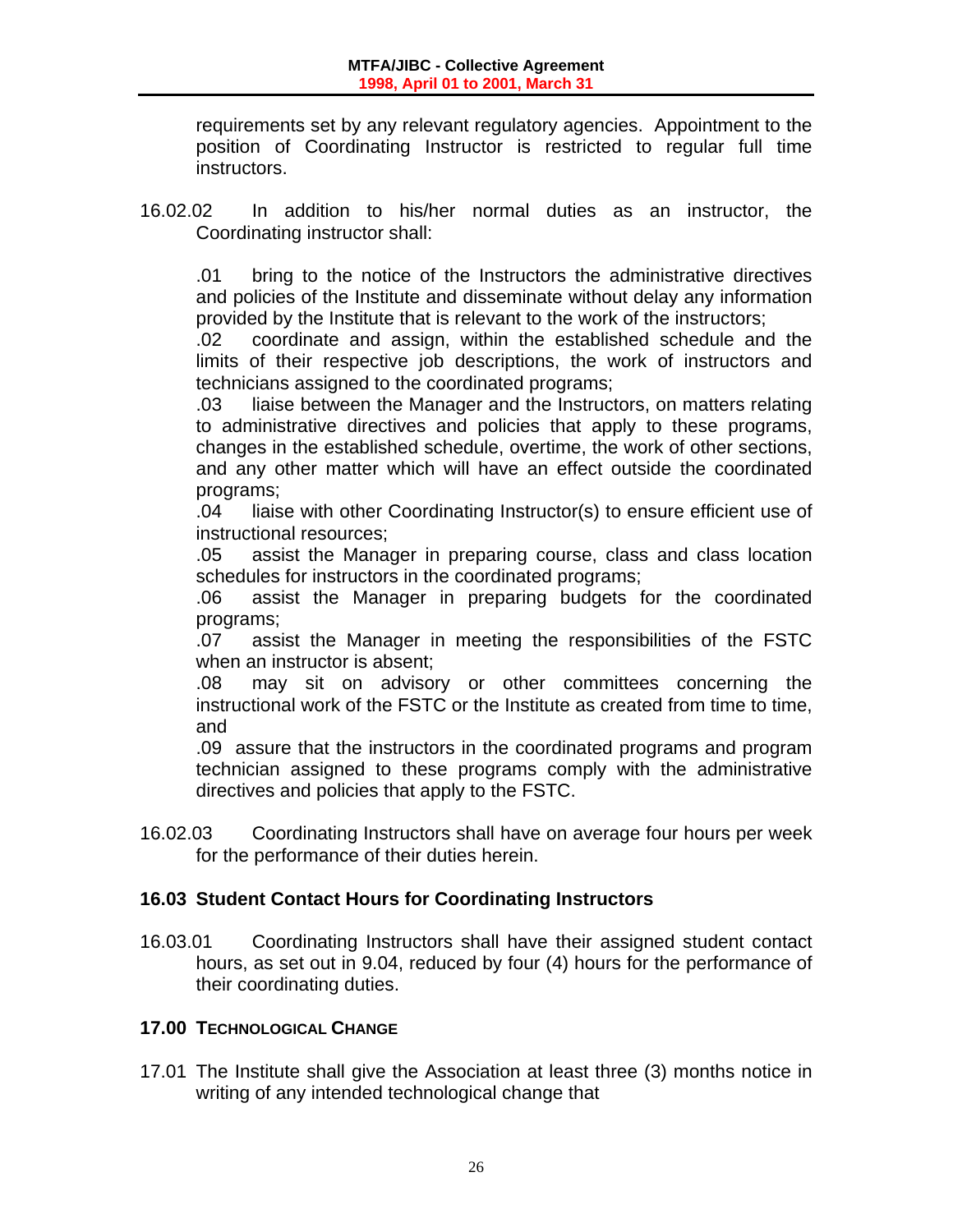requirements set by any relevant regulatory agencies. Appointment to the position of Coordinating Instructor is restricted to regular full time instructors.

16.02.02 In addition to his/her normal duties as an instructor, the Coordinating instructor shall:

.01 bring to the notice of the Instructors the administrative directives and policies of the Institute and disseminate without delay any information provided by the Institute that is relevant to the work of the instructors;
.02 coordinate and assign, within the established schedule and the limits of their respective job descriptions, the work of instructors and technicians assigned to the coordinated programs;
.03 liaise between the Manager and the Instructors, on matters relating to administrative directives and policies that apply to these programs, changes in the established schedule, overtime, the work of other sections, and any other matter which will have an effect outside the coordinated programs;
.04 liaise with other Coordinating Instructor(s) to ensure efficient use of instructional resources;
.05 assist the Manager in preparing course, class and class location schedules for instructors in the coordinated programs;
.06 assist the Manager in preparing budgets for the coordinated programs;
.07 assist the Manager in meeting the responsibilities of the FSTC when an instructor is absent;
.08 may sit on advisory or other committees concerning the instructional work of the FSTC or the Institute as created from time to time, and
.09 assure that the instructors in the coordinated programs and program technician assigned to these programs comply with the administrative directives and policies that apply to the FSTC.

16.02.03 Coordinating Instructors shall have on average four hours per week for the performance of their duties herein.

### 16.03 Student Contact Hours for Coordinating Instructors

16.03.01 Coordinating Instructors shall have their assigned student contact hours, as set out in 9.04, reduced by four (4) hours for the performance of their coordinating duties.

## 17.00 TECHNOLOGICAL CHANGE

17.01 The Institute shall give the Association at least three (3) months notice in writing of any intended technological change that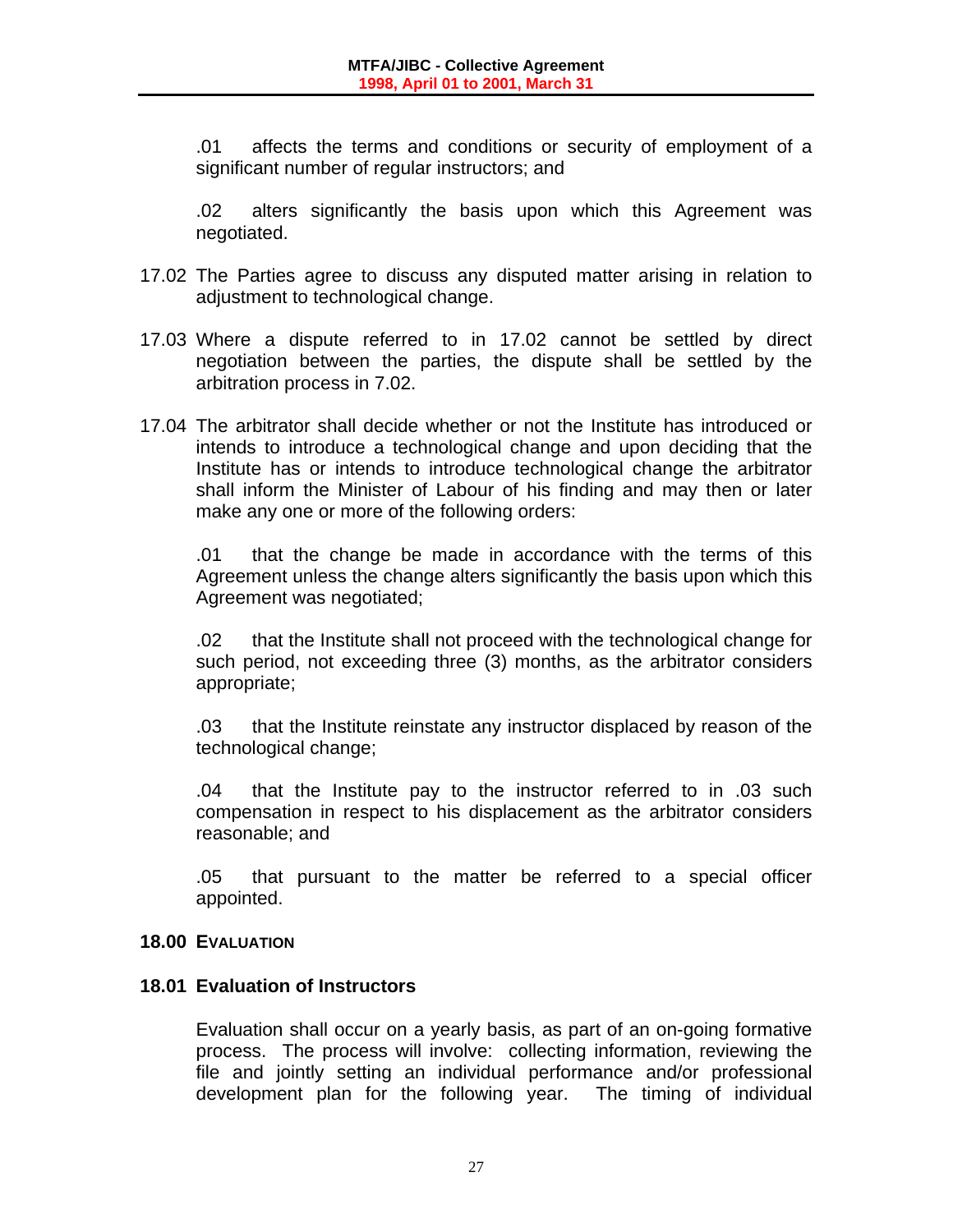.01 affects the terms and conditions or security of employment of a significant number of regular instructors; and

.02 alters significantly the basis upon which this Agreement was negotiated.

17.02 The Parties agree to discuss any disputed matter arising in relation to adjustment to technological change.

17.03 Where a dispute referred to in 17.02 cannot be settled by direct negotiation between the parties, the dispute shall be settled by the arbitration process in 7.02.

17.04 The arbitrator shall decide whether or not the Institute has introduced or intends to introduce a technological change and upon deciding that the Institute has or intends to introduce technological change the arbitrator shall inform the Minister of Labour of his finding and may then or later make any one or more of the following orders:

.01 that the change be made in accordance with the terms of this Agreement unless the change alters significantly the basis upon which this Agreement was negotiated;

.02 that the Institute shall not proceed with the technological change for such period, not exceeding three (3) months, as the arbitrator considers appropriate;

.03 that the Institute reinstate any instructor displaced by reason of the technological change;

.04 that the Institute pay to the instructor referred to in .03 such compensation in respect to his displacement as the arbitrator considers reasonable; and

.05 that pursuant to the matter be referred to a special officer appointed.

## 18.00 EVALUATION

### 18.01 Evaluation of Instructors

Evaluation shall occur on a yearly basis, as part of an on-going formative process. The process will involve: collecting information, reviewing the file and jointly setting an individual performance and/or professional development plan for the following year. The timing of individual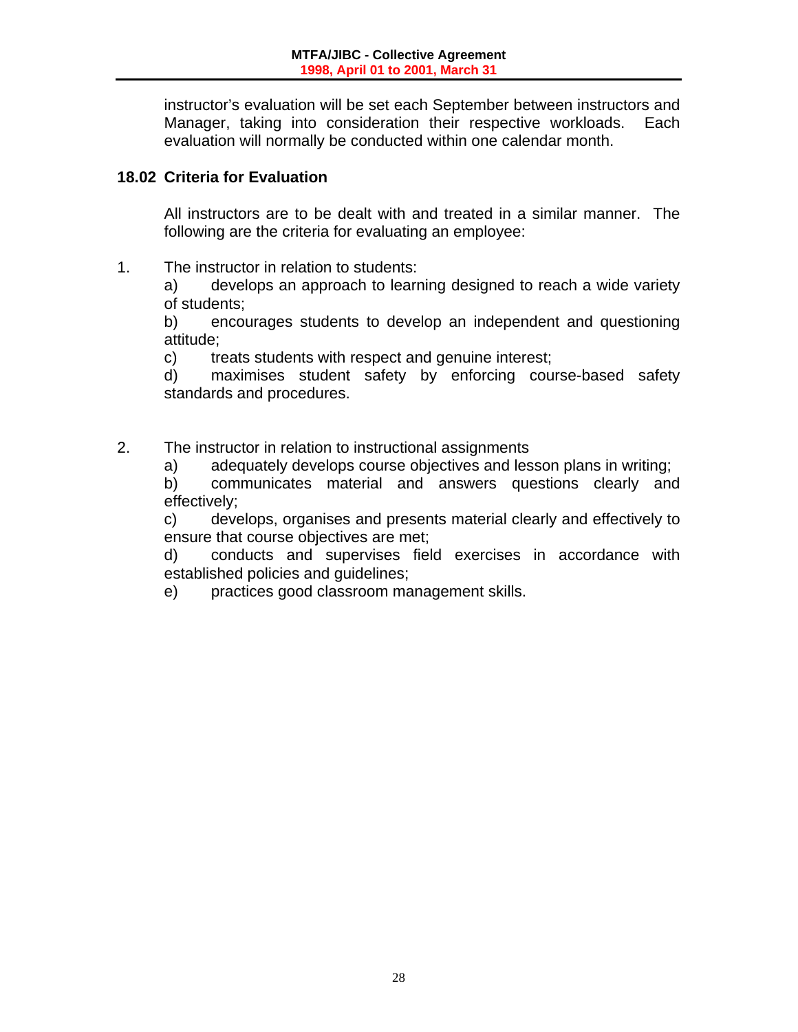instructor's evaluation will be set each September between instructors and Manager, taking into consideration their respective workloads. Each evaluation will normally be conducted within one calendar month.

## 18.02 Criteria for Evaluation

All instructors are to be dealt with and treated in a similar manner. The following are the criteria for evaluating an employee:

1. The instructor in relation to students:
   a) develops an approach to learning designed to reach a wide variety of students;
   b) encourages students to develop an independent and questioning attitude;
   c) treats students with respect and genuine interest;
   d) maximises student safety by enforcing course-based safety standards and procedures.

2. The instructor in relation to instructional assignments
   a) adequately develops course objectives and lesson plans in writing;
   b) communicates material and answers questions clearly and effectively;
   c) develops, organises and presents material clearly and effectively to ensure that course objectives are met;
   d) conducts and supervises field exercises in accordance with established policies and guidelines;
   e) practices good classroom management skills.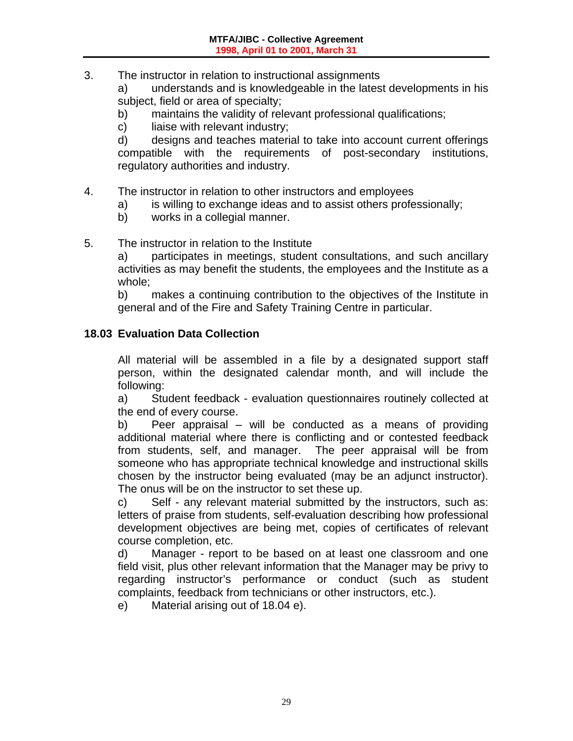3. The instructor in relation to instructional assignments

   a) understands and is knowledgeable in the latest developments in his subject, field or area of specialty;

   b) maintains the validity of relevant professional qualifications;

   c) liaise with relevant industry;

   d) designs and teaches material to take into account current offerings compatible with the requirements of post-secondary institutions, regulatory authorities and industry.

4. The instructor in relation to other instructors and employees

   a) is willing to exchange ideas and to assist others professionally;

   b) works in a collegial manner.

5. The instructor in relation to the Institute

   a) participates in meetings, student consultations, and such ancillary activities as may benefit the students, the employees and the Institute as a whole;

   b) makes a continuing contribution to the objectives of the Institute in general and of the Fire and Safety Training Centre in particular.

### 18.03 Evaluation Data Collection

All material will be assembled in a file by a designated support staff person, within the designated calendar month, and will include the following:

a) Student feedback - evaluation questionnaires routinely collected at the end of every course.

b) Peer appraisal – will be conducted as a means of providing additional material where there is conflicting and or contested feedback from students, self, and manager. The peer appraisal will be from someone who has appropriate technical knowledge and instructional skills chosen by the instructor being evaluated (may be an adjunct instructor). The onus will be on the instructor to set these up.

c) Self - any relevant material submitted by the instructors, such as: letters of praise from students, self-evaluation describing how professional development objectives are being met, copies of certificates of relevant course completion, etc.

d) Manager - report to be based on at least one classroom and one field visit, plus other relevant information that the Manager may be privy to regarding instructor's performance or conduct (such as student complaints, feedback from technicians or other instructors, etc.).

e) Material arising out of 18.04 e).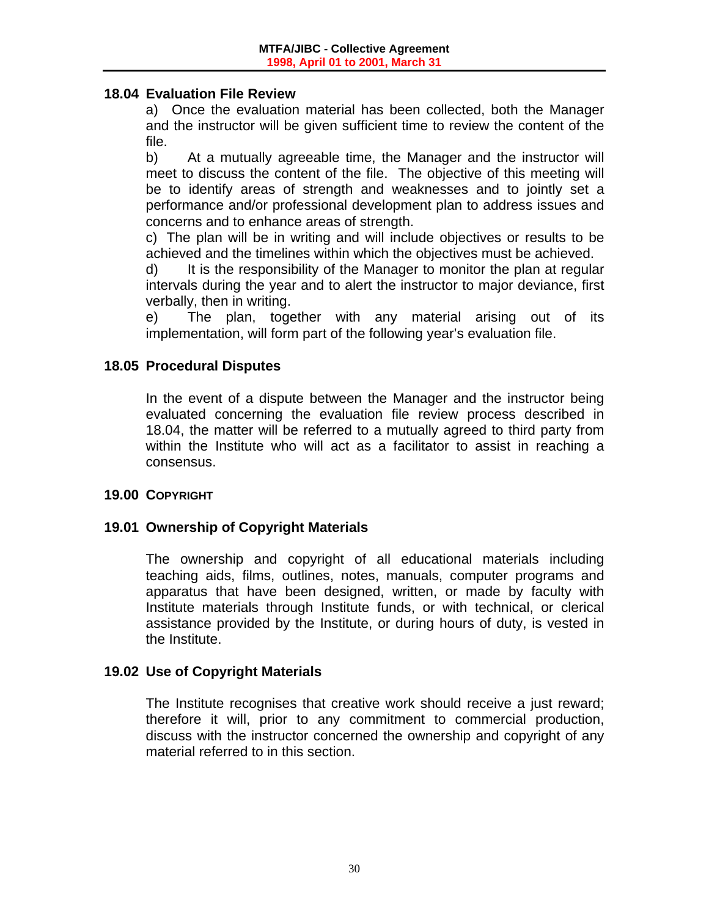### 18.04 Evaluation File Review

a) Once the evaluation material has been collected, both the Manager and the instructor will be given sufficient time to review the content of the file.

b) At a mutually agreeable time, the Manager and the instructor will meet to discuss the content of the file. The objective of this meeting will be to identify areas of strength and weaknesses and to jointly set a performance and/or professional development plan to address issues and concerns and to enhance areas of strength.

c) The plan will be in writing and will include objectives or results to be achieved and the timelines within which the objectives must be achieved.

d) It is the responsibility of the Manager to monitor the plan at regular intervals during the year and to alert the instructor to major deviance, first verbally, then in writing.

e) The plan, together with any material arising out of its implementation, will form part of the following year's evaluation file.

### 18.05 Procedural Disputes

In the event of a dispute between the Manager and the instructor being evaluated concerning the evaluation file review process described in 18.04, the matter will be referred to a mutually agreed to third party from within the Institute who will act as a facilitator to assist in reaching a consensus.

## 19.00 COPYRIGHT

### 19.01 Ownership of Copyright Materials

The ownership and copyright of all educational materials including teaching aids, films, outlines, notes, manuals, computer programs and apparatus that have been designed, written, or made by faculty with Institute materials through Institute funds, or with technical, or clerical assistance provided by the Institute, or during hours of duty, is vested in the Institute.

### 19.02 Use of Copyright Materials

The Institute recognises that creative work should receive a just reward; therefore it will, prior to any commitment to commercial production, discuss with the instructor concerned the ownership and copyright of any material referred to in this section.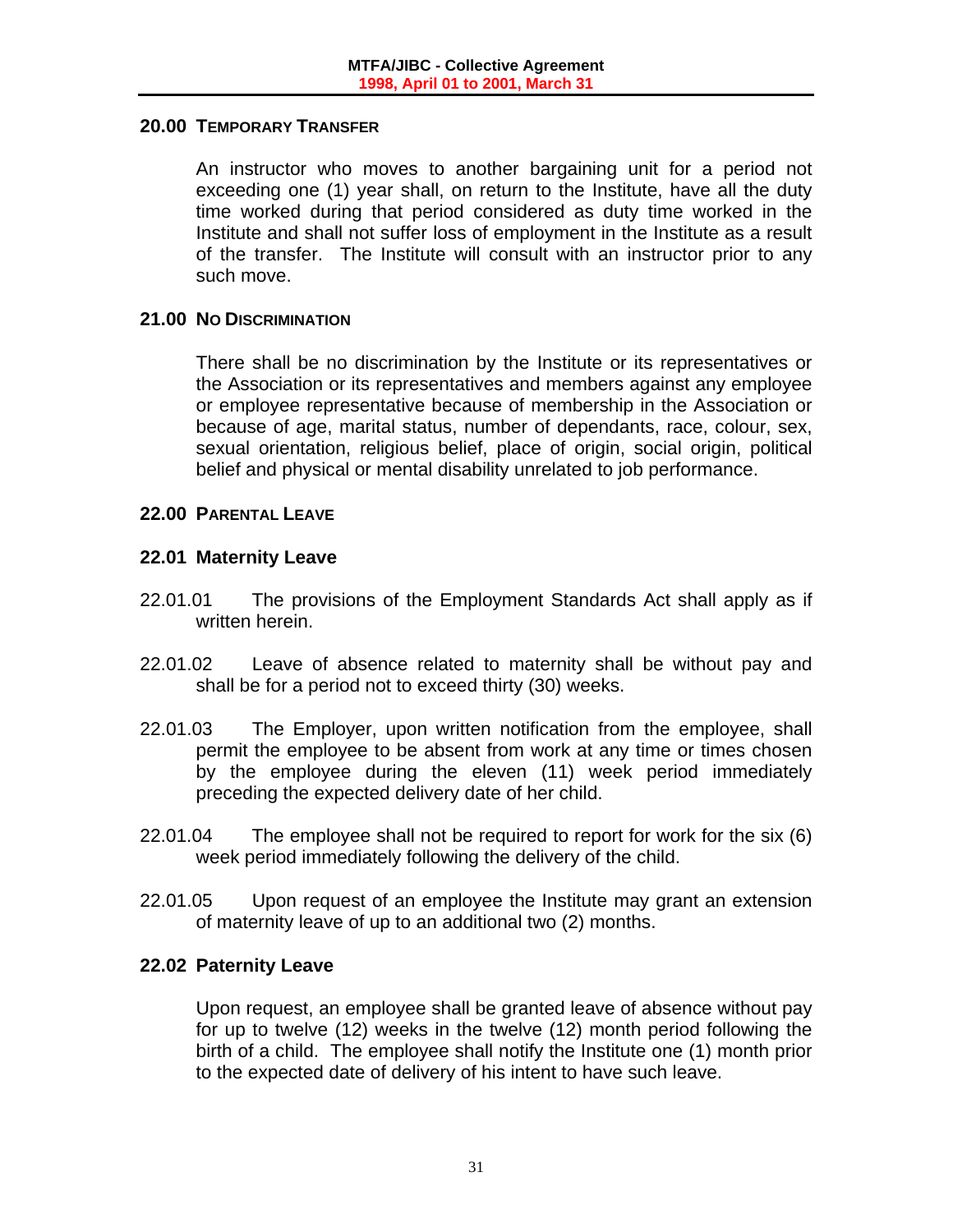## 20.00 TEMPORARY TRANSFER

An instructor who moves to another bargaining unit for a period not exceeding one (1) year shall, on return to the Institute, have all the duty time worked during that period considered as duty time worked in the Institute and shall not suffer loss of employment in the Institute as a result of the transfer. The Institute will consult with an instructor prior to any such move.

## 21.00 NO DISCRIMINATION

There shall be no discrimination by the Institute or its representatives or the Association or its representatives and members against any employee or employee representative because of membership in the Association or because of age, marital status, number of dependants, race, colour, sex, sexual orientation, religious belief, place of origin, social origin, political belief and physical or mental disability unrelated to job performance.

## 22.00 PARENTAL LEAVE

### 22.01 Maternity Leave

22.01.01 The provisions of the Employment Standards Act shall apply as if written herein.

22.01.02 Leave of absence related to maternity shall be without pay and shall be for a period not to exceed thirty (30) weeks.

22.01.03 The Employer, upon written notification from the employee, shall permit the employee to be absent from work at any time or times chosen by the employee during the eleven (11) week period immediately preceding the expected delivery date of her child.

22.01.04 The employee shall not be required to report for work for the six (6) week period immediately following the delivery of the child.

22.01.05 Upon request of an employee the Institute may grant an extension of maternity leave of up to an additional two (2) months.

### 22.02 Paternity Leave

Upon request, an employee shall be granted leave of absence without pay for up to twelve (12) weeks in the twelve (12) month period following the birth of a child. The employee shall notify the Institute one (1) month prior to the expected date of delivery of his intent to have such leave.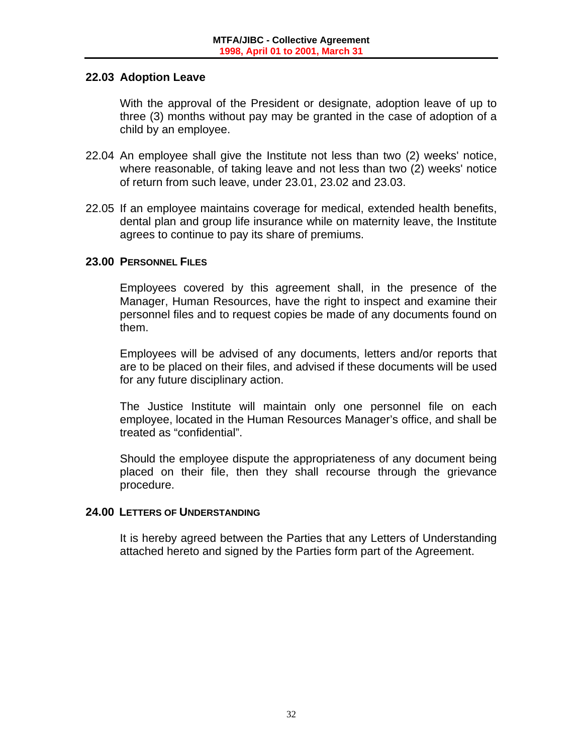### 22.03 Adoption Leave

With the approval of the President or designate, adoption leave of up to three (3) months without pay may be granted in the case of adoption of a child by an employee.

22.04 An employee shall give the Institute not less than two (2) weeks' notice, where reasonable, of taking leave and not less than two (2) weeks' notice of return from such leave, under 23.01, 23.02 and 23.03.

22.05 If an employee maintains coverage for medical, extended health benefits, dental plan and group life insurance while on maternity leave, the Institute agrees to continue to pay its share of premiums.

## 23.00 PERSONNEL FILES

Employees covered by this agreement shall, in the presence of the Manager, Human Resources, have the right to inspect and examine their personnel files and to request copies be made of any documents found on them.

Employees will be advised of any documents, letters and/or reports that are to be placed on their files, and advised if these documents will be used for any future disciplinary action.

The Justice Institute will maintain only one personnel file on each employee, located in the Human Resources Manager's office, and shall be treated as "confidential".

Should the employee dispute the appropriateness of any document being placed on their file, then they shall recourse through the grievance procedure.

## 24.00 LETTERS OF UNDERSTANDING

It is hereby agreed between the Parties that any Letters of Understanding attached hereto and signed by the Parties form part of the Agreement.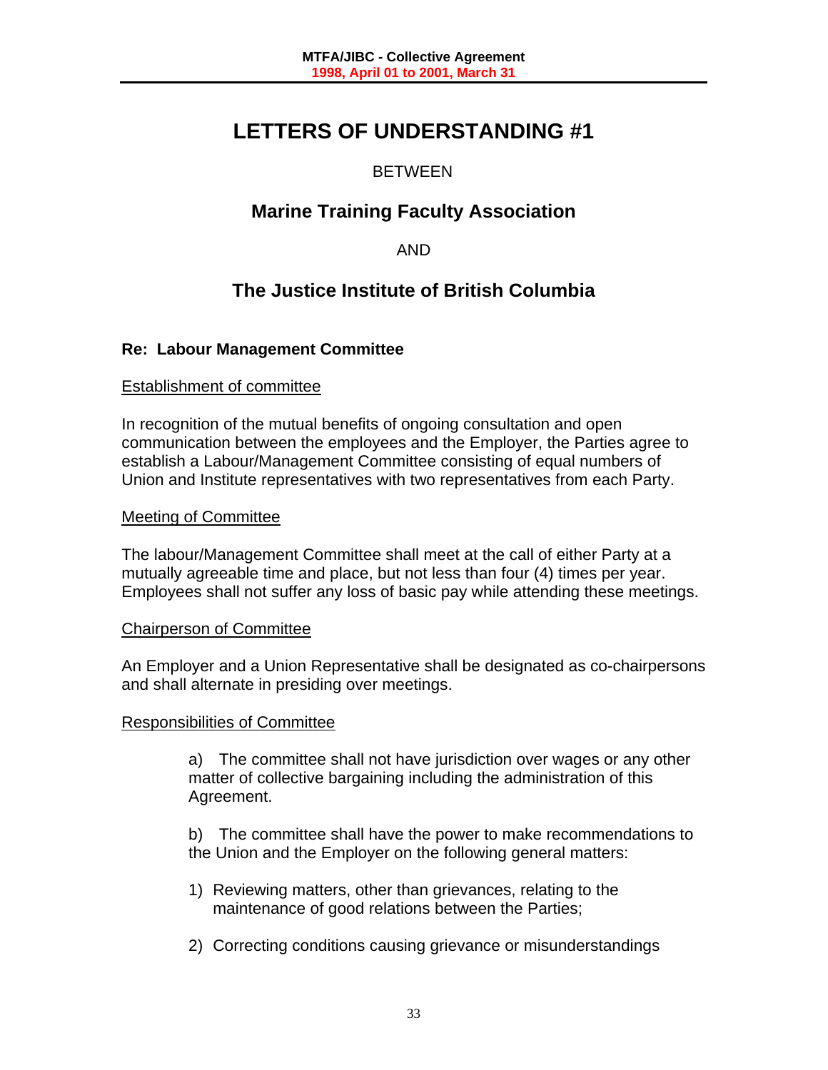# LETTERS OF UNDERSTANDING #1

BETWEEN

## Marine Training Faculty Association

AND

## The Justice Institute of British Columbia

**Re: Labour Management Committee**

Establishment of committee

In recognition of the mutual benefits of ongoing consultation and open communication between the employees and the Employer, the Parties agree to establish a Labour/Management Committee consisting of equal numbers of Union and Institute representatives with two representatives from each Party.

Meeting of Committee

The labour/Management Committee shall meet at the call of either Party at a mutually agreeable time and place, but not less than four (4) times per year. Employees shall not suffer any loss of basic pay while attending these meetings.

Chairperson of Committee

An Employer and a Union Representative shall be designated as co-chairpersons and shall alternate in presiding over meetings.

Responsibilities of Committee

a) The committee shall not have jurisdiction over wages or any other matter of collective bargaining including the administration of this Agreement.

b) The committee shall have the power to make recommendations to the Union and the Employer on the following general matters:

1) Reviewing matters, other than grievances, relating to the maintenance of good relations between the Parties;

2) Correcting conditions causing grievance or misunderstandings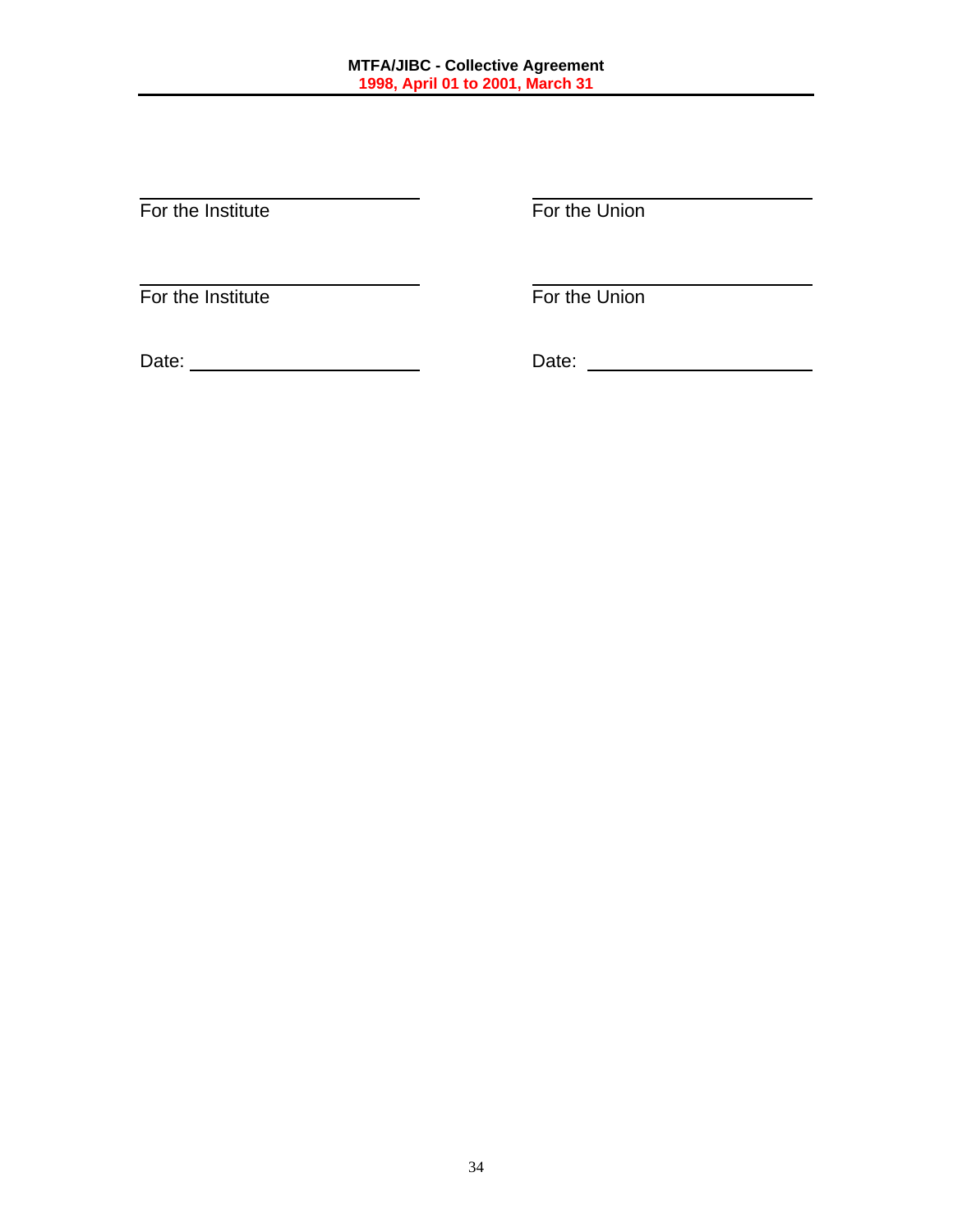| | |
|---|---|
| ______________________ | ______________________ |
| For the Institute | For the Union |
| ______________________ | ______________________ |
| For the Institute | For the Union |
| Date: ________________ | Date: ________________ |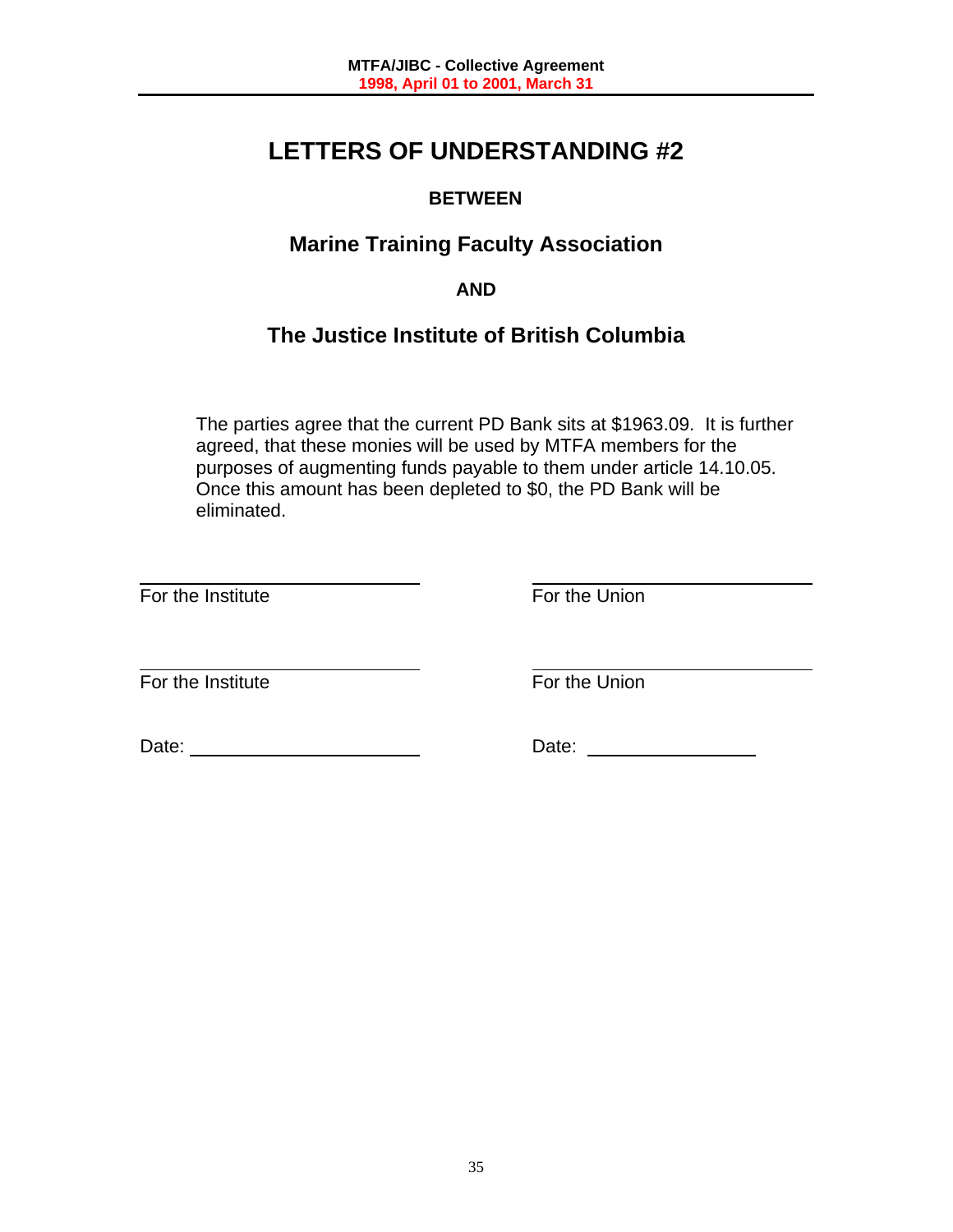# LETTERS OF UNDERSTANDING #2

**BETWEEN**

## Marine Training Faculty Association

**AND**

## The Justice Institute of British Columbia

The parties agree that the current PD Bank sits at $1963.09. It is further agreed, that these monies will be used by MTFA members for the purposes of augmenting funds payable to them under article 14.10.05. Once this amount has been depleted to $0, the PD Bank will be eliminated.

| | |
|---|---|
| ______________________ | ______________________ |
| For the Institute | For the Union |
| ______________________ | ______________________ |
| For the Institute | For the Union |
| Date: ________________ | Date: ________________ |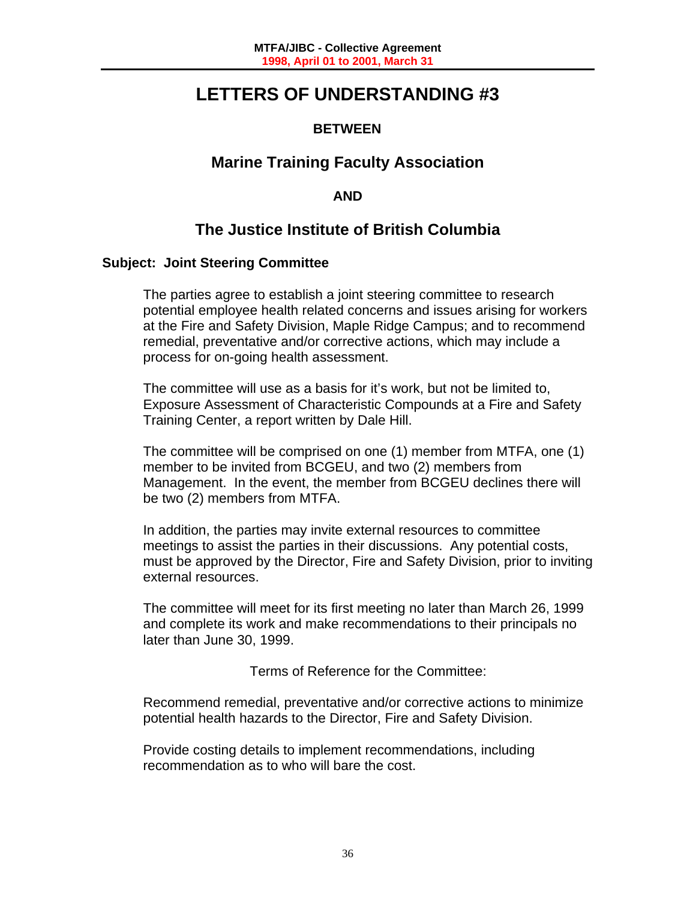# LETTERS OF UNDERSTANDING #3

**BETWEEN**

## Marine Training Faculty Association

**AND**

## The Justice Institute of British Columbia

**Subject: Joint Steering Committee**

The parties agree to establish a joint steering committee to research potential employee health related concerns and issues arising for workers at the Fire and Safety Division, Maple Ridge Campus; and to recommend remedial, preventative and/or corrective actions, which may include a process for on-going health assessment.

The committee will use as a basis for it's work, but not be limited to, Exposure Assessment of Characteristic Compounds at a Fire and Safety Training Center, a report written by Dale Hill.

The committee will be comprised on one (1) member from MTFA, one (1) member to be invited from BCGEU, and two (2) members from Management. In the event, the member from BCGEU declines there will be two (2) members from MTFA.

In addition, the parties may invite external resources to committee meetings to assist the parties in their discussions. Any potential costs, must be approved by the Director, Fire and Safety Division, prior to inviting external resources.

The committee will meet for its first meeting no later than March 26, 1999 and complete its work and make recommendations to their principals no later than June 30, 1999.

Terms of Reference for the Committee:

Recommend remedial, preventative and/or corrective actions to minimize potential health hazards to the Director, Fire and Safety Division.

Provide costing details to implement recommendations, including recommendation as to who will bare the cost.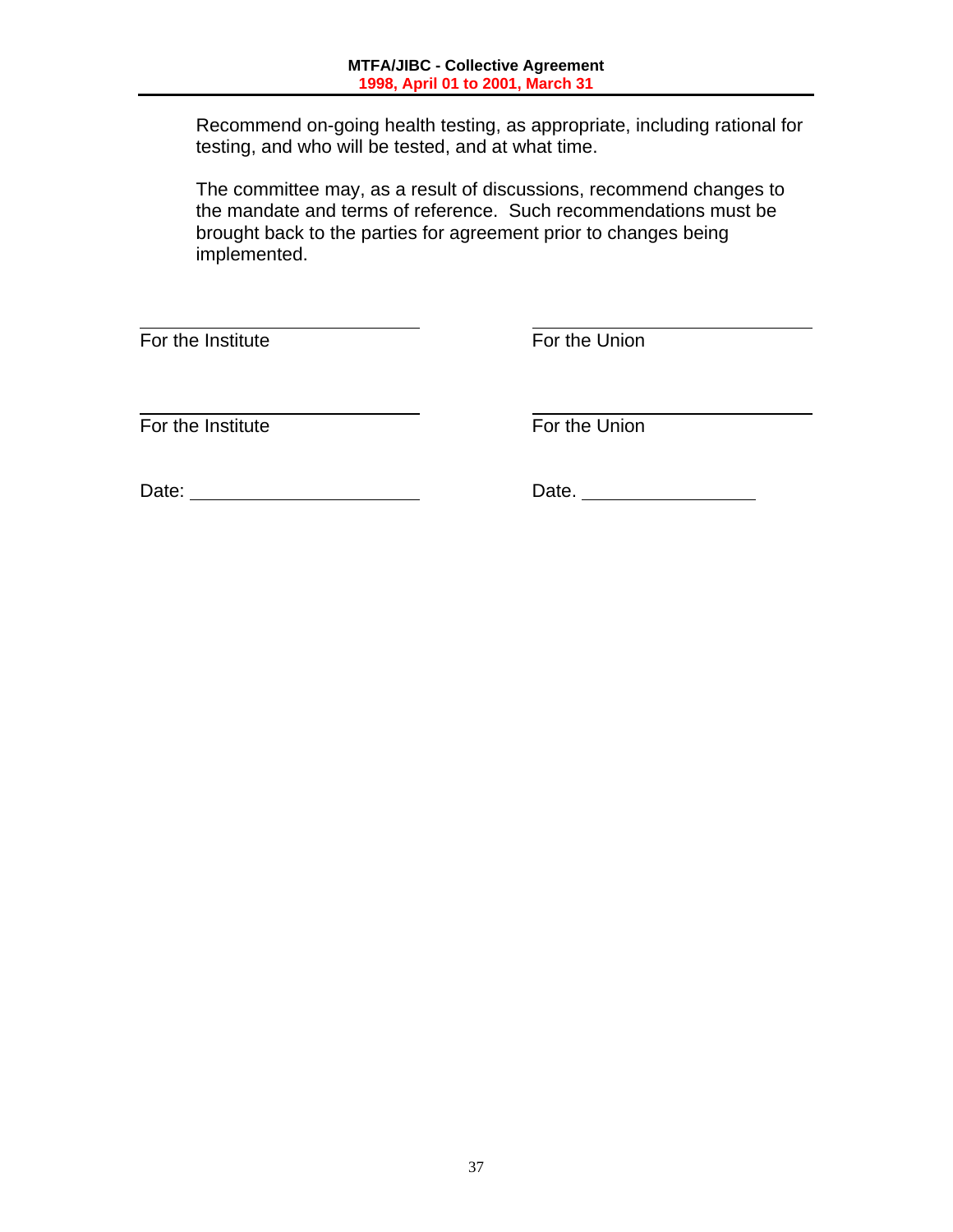Recommend on-going health testing, as appropriate, including rational for testing, and who will be tested, and at what time.

The committee may, as a result of discussions, recommend changes to the mandate and terms of reference. Such recommendations must be brought back to the parties for agreement prior to changes being implemented.

| | |
|---|---|
| \_\_\_\_\_\_\_\_\_\_\_\_\_\_\_\_\_\_\_\_\_\_\_\_ | \_\_\_\_\_\_\_\_\_\_\_\_\_\_\_\_\_\_\_\_\_\_\_\_ |
| For the Institute | For the Union |
| \_\_\_\_\_\_\_\_\_\_\_\_\_\_\_\_\_\_\_\_\_\_\_\_ | \_\_\_\_\_\_\_\_\_\_\_\_\_\_\_\_\_\_\_\_\_\_\_\_ |
| For the Institute | For the Union |
| Date: \_\_\_\_\_\_\_\_\_\_\_\_\_\_\_\_\_\_\_\_ | Date. \_\_\_\_\_\_\_\_\_\_\_\_\_\_\_\_\_\_ |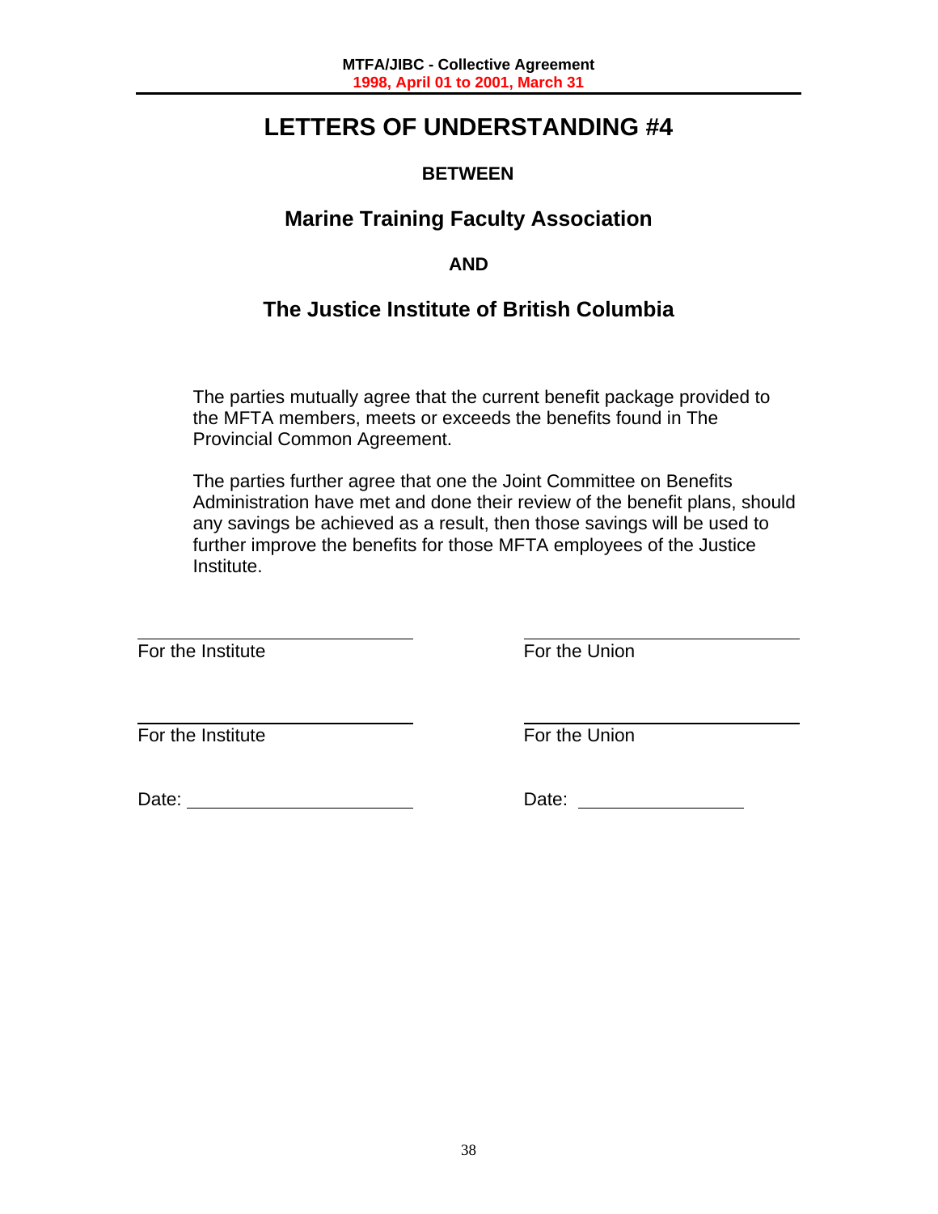# LETTERS OF UNDERSTANDING #4

**BETWEEN**

## Marine Training Faculty Association

**AND**

## The Justice Institute of British Columbia

The parties mutually agree that the current benefit package provided to the MFTA members, meets or exceeds the benefits found in The Provincial Common Agreement.

The parties further agree that one the Joint Committee on Benefits Administration have met and done their review of the benefit plans, should any savings be achieved as a result, then those savings will be used to further improve the benefits for those MFTA employees of the Justice Institute.

| | |
|---|---|
| ______________________ | ______________________ |
| For the Institute | For the Union |
| ______________________ | ______________________ |
| For the Institute | For the Union |
| Date: ______________________ | Date: ______________________ |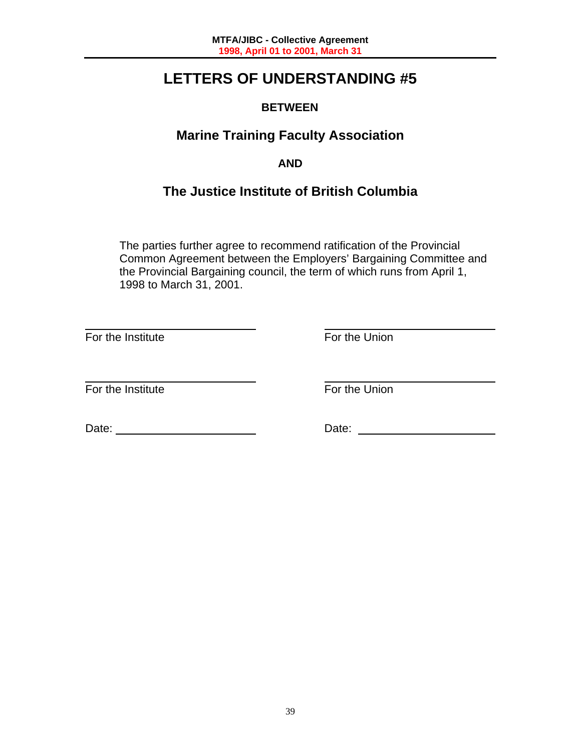# LETTERS OF UNDERSTANDING #5

**BETWEEN**

## Marine Training Faculty Association

**AND**

## The Justice Institute of British Columbia

The parties further agree to recommend ratification of the Provincial Common Agreement between the Employers' Bargaining Committee and the Provincial Bargaining council, the term of which runs from April 1, 1998 to March 31, 2001.

| | |
|---|---|
| ______________________ | ______________________ |
| For the Institute | For the Union |
| ______________________ | ______________________ |
| For the Institute | For the Union |
| Date: ________________ | Date: ________________ |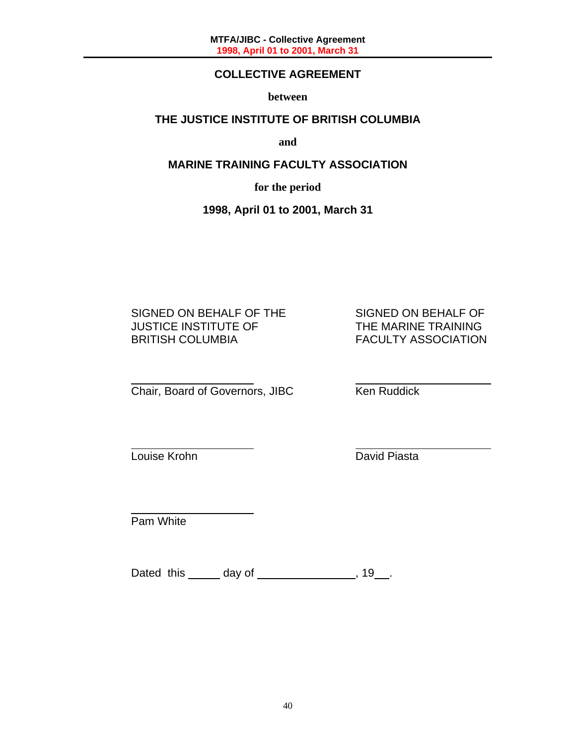# COLLECTIVE AGREEMENT

**between**

**THE JUSTICE INSTITUTE OF BRITISH COLUMBIA**

**and**

**MARINE TRAINING FACULTY ASSOCIATION**

**for the period**

**1998, April 01 to 2001, March 31**

| | |
|---|---|
| SIGNED ON BEHALF OF THE JUSTICE INSTITUTE OF BRITISH COLUMBIA | SIGNED ON BEHALF OF THE MARINE TRAINING FACULTY ASSOCIATION |
| ____________________ Chair, Board of Governors, JIBC | ____________________ Ken Ruddick |
| ____________________ Louise Krohn | ____________________ David Piasta |
| ____________________ Pam White | |

Dated this _____ day of ________________, 19__.